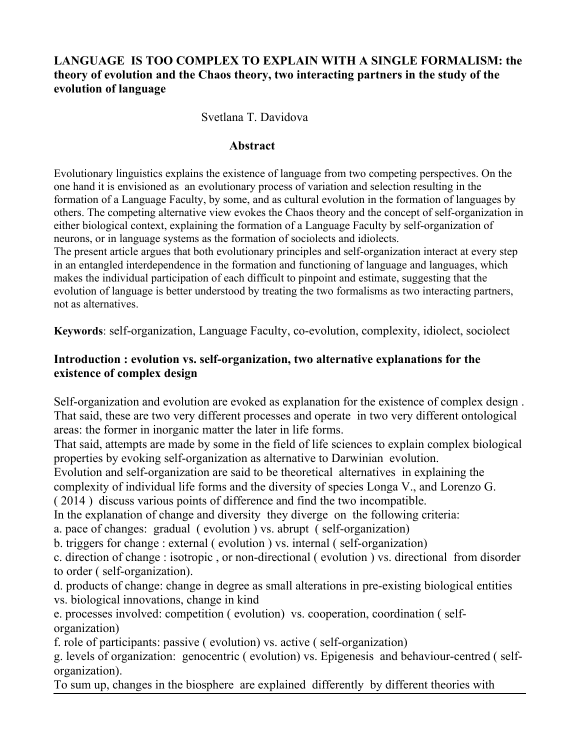# LANGUAGE IS TOO COMPLEX TO EXPLAIN WITH A SINGLE FORMALISM: the theory of evolution and the Chaos theory, two interacting partners in the study of the evolution of language

Svetlana T. Davidova

## Abstract

Evolutionary linguistics explains the existence of language from two competing perspectives. On the one hand it is envisioned as an evolutionary process of variation and selection resulting in the formation of a Language Faculty, by some, and as cultural evolution in the formation of languages by others. The competing alternative view evokes the Chaos theory and the concept of self-organization in either biological context, explaining the formation of a Language Faculty by self-organization of neurons, or in language systems as the formation of sociolects and idiolects.
The present article argues that both evolutionary principles and self-organization interact at every step in an entangled interdependence in the formation and functioning of language and languages, which makes the individual participation of each difficult to pinpoint and estimate, suggesting that the evolution of language is better understood by treating the two formalisms as two interacting partners, not as alternatives.

**Keywords**: self-organization, Language Faculty, co-evolution, complexity, idiolect, sociolect

## Introduction : evolution vs. self-organization, two alternative explanations for the existence of complex design

Self-organization and evolution are evoked as explanation for the existence of complex design . That said, these are two very different processes and operate in two very different ontological areas: the former in inorganic matter the later in life forms.
That said, attempts are made by some in the field of life sciences to explain complex biological properties by evoking self-organization as alternative to Darwinian evolution.
Evolution and self-organization are said to be theoretical alternatives in explaining the complexity of individual life forms and the diversity of species Longa V., and Lorenzo G. ( 2014 ) discuss various points of difference and find the two incompatible.
In the explanation of change and diversity they diverge on the following criteria:
a. pace of changes: gradual ( evolution ) vs. abrupt ( self-organization)
b. triggers for change : external ( evolution ) vs. internal ( self-organization)
c. direction of change : isotropic , or non-directional ( evolution ) vs. directional from disorder to order ( self-organization).
d. products of change: change in degree as small alterations in pre-existing biological entities vs. biological innovations, change in kind
e. processes involved: competition ( evolution) vs. cooperation, coordination ( self-organization)
f. role of participants: passive ( evolution) vs. active ( self-organization)
g. levels of organization: genocentric ( evolution) vs. Epigenesis and behaviour-centred ( self-organization).
To sum up, changes in the biosphere are explained differently by different theories with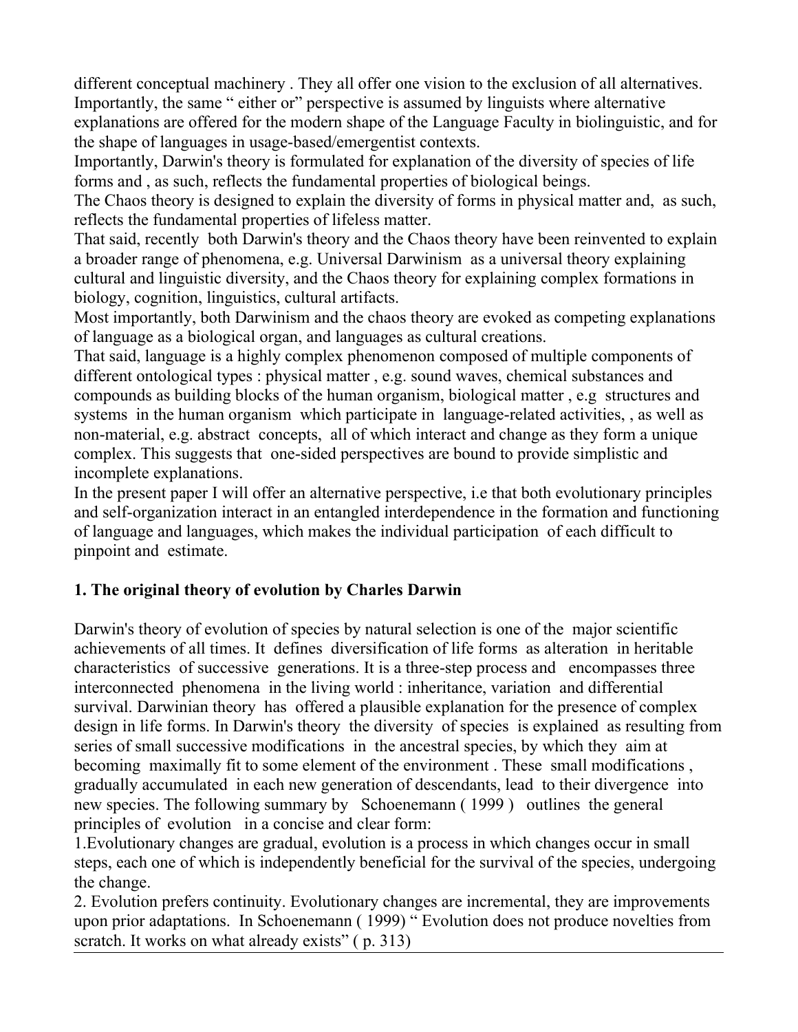different conceptual machinery . They all offer one vision to the exclusion of all alternatives. Importantly, the same " either or" perspective is assumed by linguists where alternative explanations are offered for the modern shape of the Language Faculty in biolinguistic, and for the shape of languages in usage-based/emergentist contexts.

Importantly, Darwin's theory is formulated for explanation of the diversity of species of life forms and , as such, reflects the fundamental properties of biological beings.

The Chaos theory is designed to explain the diversity of forms in physical matter and, as such, reflects the fundamental properties of lifeless matter.

That said, recently both Darwin's theory and the Chaos theory have been reinvented to explain a broader range of phenomena, e.g. Universal Darwinism as a universal theory explaining cultural and linguistic diversity, and the Chaos theory for explaining complex formations in biology, cognition, linguistics, cultural artifacts.

Most importantly, both Darwinism and the chaos theory are evoked as competing explanations of language as a biological organ, and languages as cultural creations.

That said, language is a highly complex phenomenon composed of multiple components of different ontological types : physical matter , e.g. sound waves, chemical substances and compounds as building blocks of the human organism, biological matter , e.g structures and systems in the human organism which participate in language-related activities, , as well as non-material, e.g. abstract concepts, all of which interact and change as they form a unique complex. This suggests that one-sided perspectives are bound to provide simplistic and incomplete explanations.

In the present paper I will offer an alternative perspective, i.e that both evolutionary principles and self-organization interact in an entangled interdependence in the formation and functioning of language and languages, which makes the individual participation of each difficult to pinpoint and estimate.

## 1. The original theory of evolution by Charles Darwin

Darwin's theory of evolution of species by natural selection is one of the major scientific achievements of all times. It defines diversification of life forms as alteration in heritable characteristics of successive generations. It is a three-step process and encompasses three interconnected phenomena in the living world : inheritance, variation and differential survival. Darwinian theory has offered a plausible explanation for the presence of complex design in life forms. In Darwin's theory the diversity of species is explained as resulting from series of small successive modifications in the ancestral species, by which they aim at becoming maximally fit to some element of the environment . These small modifications , gradually accumulated in each new generation of descendants, lead to their divergence into new species. The following summary by Schoenemann ( 1999 ) outlines the general principles of evolution in a concise and clear form:

1.Evolutionary changes are gradual, evolution is a process in which changes occur in small steps, each one of which is independently beneficial for the survival of the species, undergoing the change.

2. Evolution prefers continuity. Evolutionary changes are incremental, they are improvements upon prior adaptations. In Schoenemann ( 1999) " Evolution does not produce novelties from scratch. It works on what already exists" ( p. 313)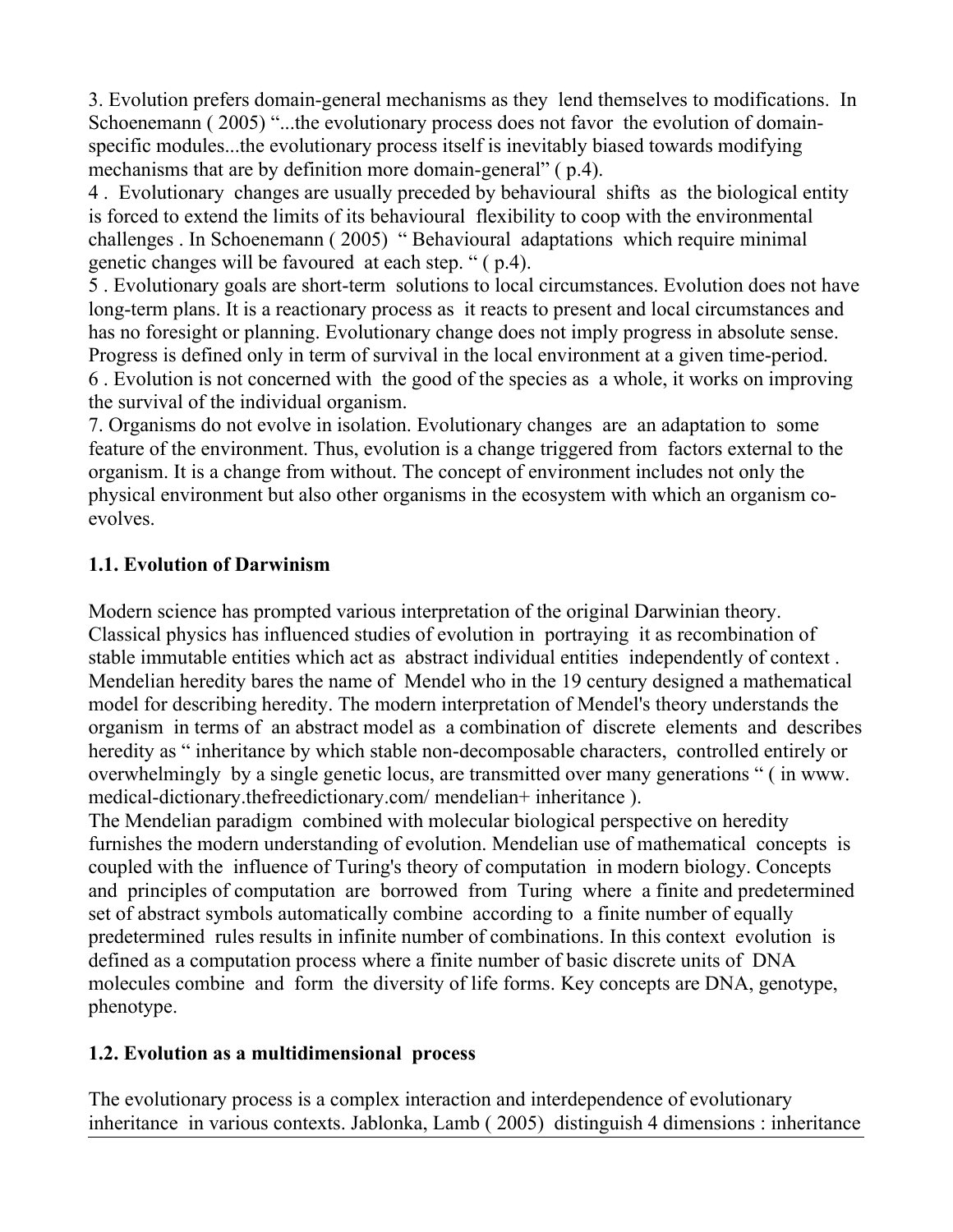3. Evolution prefers domain-general mechanisms as they lend themselves to modifications. In Schoenemann ( 2005) "...the evolutionary process does not favor the evolution of domain-specific modules...the evolutionary process itself is inevitably biased towards modifying mechanisms that are by definition more domain-general" ( p.4).

4 . Evolutionary changes are usually preceded by behavioural shifts as the biological entity is forced to extend the limits of its behavioural flexibility to coop with the environmental challenges . In Schoenemann ( 2005) " Behavioural adaptations which require minimal genetic changes will be favoured at each step. " ( p.4).

5 . Evolutionary goals are short-term solutions to local circumstances. Evolution does not have long-term plans. It is a reactionary process as it reacts to present and local circumstances and has no foresight or planning. Evolutionary change does not imply progress in absolute sense. Progress is defined only in term of survival in the local environment at a given time-period.

6 . Evolution is not concerned with the good of the species as a whole, it works on improving the survival of the individual organism.

7. Organisms do not evolve in isolation. Evolutionary changes are an adaptation to some feature of the environment. Thus, evolution is a change triggered from factors external to the organism. It is a change from without. The concept of environment includes not only the physical environment but also other organisms in the ecosystem with which an organism co-evolves.

### 1.1. Evolution of Darwinism

Modern science has prompted various interpretation of the original Darwinian theory. Classical physics has influenced studies of evolution in portraying it as recombination of stable immutable entities which act as abstract individual entities independently of context . Mendelian heredity bares the name of Mendel who in the 19 century designed a mathematical model for describing heredity. The modern interpretation of Mendel's theory understands the organism in terms of an abstract model as a combination of discrete elements and describes heredity as " inheritance by which stable non-decomposable characters, controlled entirely or overwhelmingly by a single genetic locus, are transmitted over many generations " ( in www. medical-dictionary.thefreedictionary.com/ mendelian+ inheritance ).

The Mendelian paradigm combined with molecular biological perspective on heredity furnishes the modern understanding of evolution. Mendelian use of mathematical concepts is coupled with the influence of Turing's theory of computation in modern biology. Concepts and principles of computation are borrowed from Turing where a finite and predetermined set of abstract symbols automatically combine according to a finite number of equally predetermined rules results in infinite number of combinations. In this context evolution is defined as a computation process where a finite number of basic discrete units of DNA molecules combine and form the diversity of life forms. Key concepts are DNA, genotype, phenotype.

### 1.2. Evolution as a multidimensional process

The evolutionary process is a complex interaction and interdependence of evolutionary inheritance in various contexts. Jablonka, Lamb ( 2005) distinguish 4 dimensions : inheritance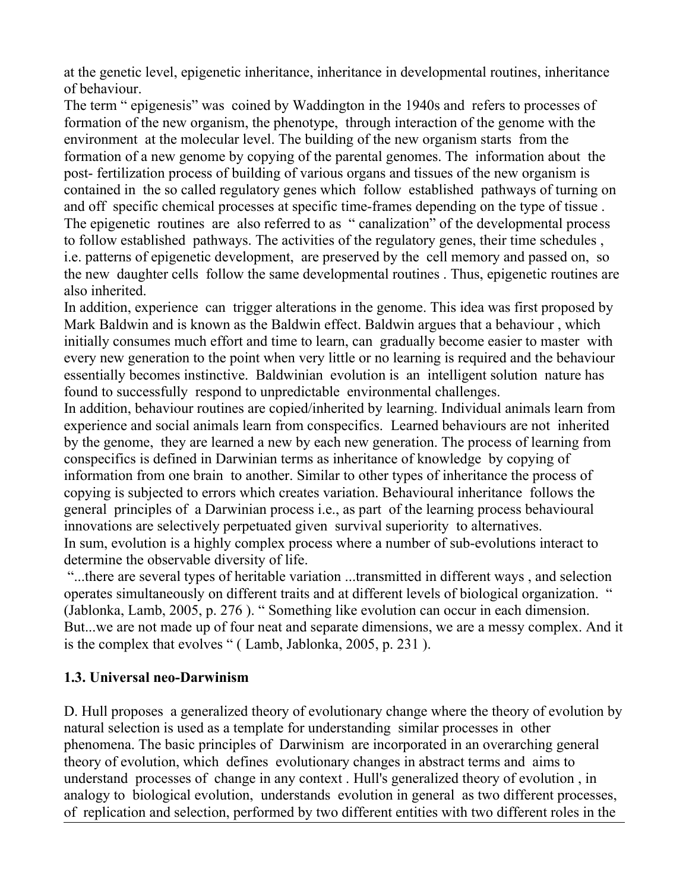at the genetic level, epigenetic inheritance, inheritance in developmental routines, inheritance of behaviour.

The term " epigenesis" was coined by Waddington in the 1940s and refers to processes of formation of the new organism, the phenotype, through interaction of the genome with the environment at the molecular level. The building of the new organism starts from the formation of a new genome by copying of the parental genomes. The information about the post- fertilization process of building of various organs and tissues of the new organism is contained in the so called regulatory genes which follow established pathways of turning on and off specific chemical processes at specific time-frames depending on the type of tissue . The epigenetic routines are also referred to as " canalization" of the developmental process to follow established pathways. The activities of the regulatory genes, their time schedules , i.e. patterns of epigenetic development, are preserved by the cell memory and passed on, so the new daughter cells follow the same developmental routines . Thus, epigenetic routines are also inherited.

In addition, experience can trigger alterations in the genome. This idea was first proposed by Mark Baldwin and is known as the Baldwin effect. Baldwin argues that a behaviour , which initially consumes much effort and time to learn, can gradually become easier to master with every new generation to the point when very little or no learning is required and the behaviour essentially becomes instinctive. Baldwinian evolution is an intelligent solution nature has found to successfully respond to unpredictable environmental challenges.

In addition, behaviour routines are copied/inherited by learning. Individual animals learn from experience and social animals learn from conspecifics. Learned behaviours are not inherited by the genome, they are learned a new by each new generation. The process of learning from conspecifics is defined in Darwinian terms as inheritance of knowledge by copying of information from one brain to another. Similar to other types of inheritance the process of copying is subjected to errors which creates variation. Behavioural inheritance follows the general principles of a Darwinian process i.e., as part of the learning process behavioural innovations are selectively perpetuated given survival superiority to alternatives.

In sum, evolution is a highly complex process where a number of sub-evolutions interact to determine the observable diversity of life.

"...there are several types of heritable variation ...transmitted in different ways , and selection operates simultaneously on different traits and at different levels of biological organization. " (Jablonka, Lamb, 2005, p. 276 ). " Something like evolution can occur in each dimension. But...we are not made up of four neat and separate dimensions, we are a messy complex. And it is the complex that evolves " ( Lamb, Jablonka, 2005, p. 231 ).

### 1.3. Universal neo-Darwinism

D. Hull proposes a generalized theory of evolutionary change where the theory of evolution by natural selection is used as a template for understanding similar processes in other phenomena. The basic principles of Darwinism are incorporated in an overarching general theory of evolution, which defines evolutionary changes in abstract terms and aims to understand processes of change in any context . Hull's generalized theory of evolution , in analogy to biological evolution, understands evolution in general as two different processes, of replication and selection, performed by two different entities with two different roles in the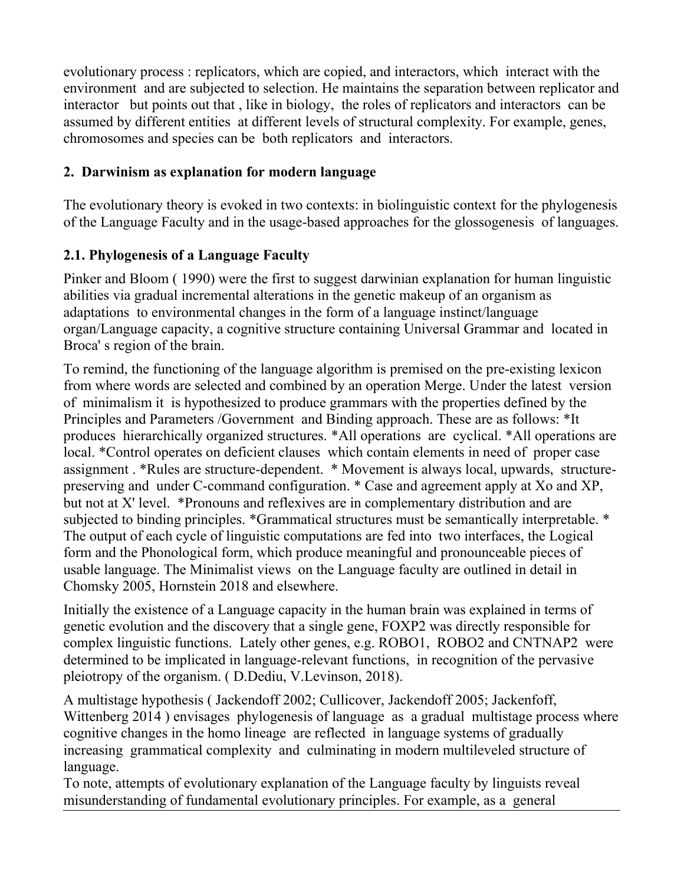evolutionary process : replicators, which are copied, and interactors, which interact with the environment and are subjected to selection. He maintains the separation between replicator and interactor but points out that , like in biology, the roles of replicators and interactors can be assumed by different entities at different levels of structural complexity. For example, genes, chromosomes and species can be both replicators and interactors.

## 2. Darwinism as explanation for modern language

The evolutionary theory is evoked in two contexts: in biolinguistic context for the phylogenesis of the Language Faculty and in the usage-based approaches for the glossogenesis of languages.

### 2.1. Phylogenesis of a Language Faculty

Pinker and Bloom ( 1990) were the first to suggest darwinian explanation for human linguistic abilities via gradual incremental alterations in the genetic makeup of an organism as adaptations to environmental changes in the form of a language instinct/language organ/Language capacity, a cognitive structure containing Universal Grammar and located in Broca' s region of the brain.

To remind, the functioning of the language algorithm is premised on the pre-existing lexicon from where words are selected and combined by an operation Merge. Under the latest version of minimalism it is hypothesized to produce grammars with the properties defined by the Principles and Parameters /Government and Binding approach. These are as follows: *It produces hierarchically organized structures. *All operations are cyclical. *All operations are local. *Control operates on deficient clauses which contain elements in need of proper case assignment . *Rules are structure-dependent. * Movement is always local, upwards, structure-preserving and under C-command configuration. * Case and agreement apply at Xo and XP, but not at X' level. *Pronouns and reflexives are in complementary distribution and are subjected to binding principles. *Grammatical structures must be semantically interpretable. * The output of each cycle of linguistic computations are fed into two interfaces, the Logical form and the Phonological form, which produce meaningful and pronounceable pieces of usable language. The Minimalist views on the Language faculty are outlined in detail in Chomsky 2005, Hornstein 2018 and elsewhere.

Initially the existence of a Language capacity in the human brain was explained in terms of genetic evolution and the discovery that a single gene, FOXP2 was directly responsible for complex linguistic functions. Lately other genes, e.g. ROBO1, ROBO2 and CNTNAP2 were determined to be implicated in language-relevant functions, in recognition of the pervasive pleiotropy of the organism. ( D.Dediu, V.Levinson, 2018).

A multistage hypothesis ( Jackendoff 2002; Cullicover, Jackendoff 2005; Jackenfoff, Wittenberg 2014 ) envisages phylogenesis of language as a gradual multistage process where cognitive changes in the homo lineage are reflected in language systems of gradually increasing grammatical complexity and culminating in modern multileveled structure of language.

To note, attempts of evolutionary explanation of the Language faculty by linguists reveal misunderstanding of fundamental evolutionary principles. For example, as a general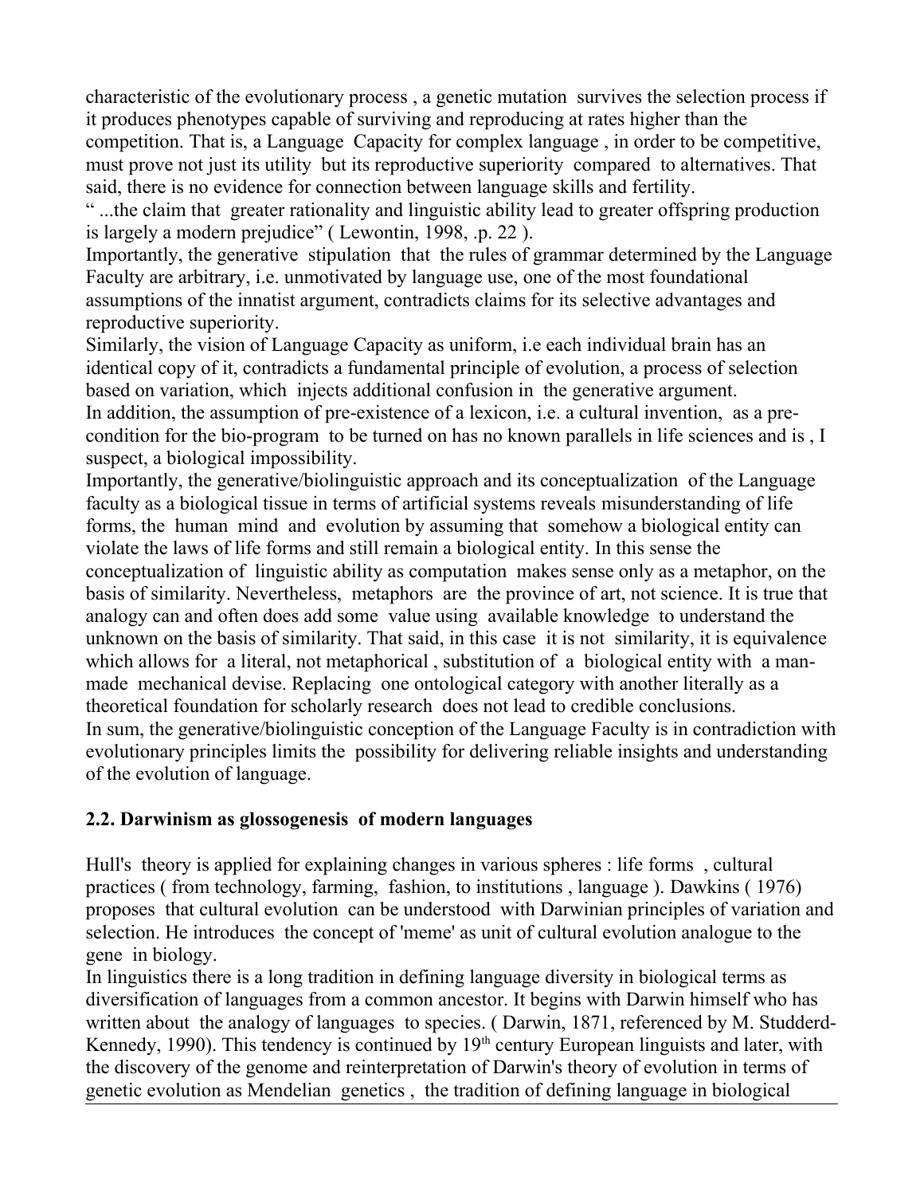characteristic of the evolutionary process , a genetic mutation survives the selection process if it produces phenotypes capable of surviving and reproducing at rates higher than the competition. That is, a Language Capacity for complex language , in order to be competitive, must prove not just its utility but its reproductive superiority compared to alternatives. That said, there is no evidence for connection between language skills and fertility.

" ...the claim that greater rationality and linguistic ability lead to greater offspring production is largely a modern prejudice" ( Lewontin, 1998, .p. 22 ).

Importantly, the generative stipulation that the rules of grammar determined by the Language Faculty are arbitrary, i.e. unmotivated by language use, one of the most foundational assumptions of the innatist argument, contradicts claims for its selective advantages and reproductive superiority.

Similarly, the vision of Language Capacity as uniform, i.e each individual brain has an identical copy of it, contradicts a fundamental principle of evolution, a process of selection based on variation, which injects additional confusion in the generative argument.

In addition, the assumption of pre-existence of a lexicon, i.e. a cultural invention, as a pre-condition for the bio-program to be turned on has no known parallels in life sciences and is , I suspect, a biological impossibility.

Importantly, the generative/biolinguistic approach and its conceptualization of the Language faculty as a biological tissue in terms of artificial systems reveals misunderstanding of life forms, the human mind and evolution by assuming that somehow a biological entity can violate the laws of life forms and still remain a biological entity. In this sense the conceptualization of linguistic ability as computation makes sense only as a metaphor, on the basis of similarity. Nevertheless, metaphors are the province of art, not science. It is true that analogy can and often does add some value using available knowledge to understand the unknown on the basis of similarity. That said, in this case it is not similarity, it is equivalence which allows for a literal, not metaphorical , substitution of a biological entity with a man-made mechanical devise. Replacing one ontological category with another literally as a theoretical foundation for scholarly research does not lead to credible conclusions.

In sum, the generative/biolinguistic conception of the Language Faculty is in contradiction with evolutionary principles limits the possibility for delivering reliable insights and understanding of the evolution of language.

## 2.2. Darwinism as glossogenesis of modern languages

Hull's theory is applied for explaining changes in various spheres : life forms , cultural practices ( from technology, farming, fashion, to institutions , language ). Dawkins ( 1976) proposes that cultural evolution can be understood with Darwinian principles of variation and selection. He introduces the concept of 'meme' as unit of cultural evolution analogue to the gene in biology.

In linguistics there is a long tradition in defining language diversity in biological terms as diversification of languages from a common ancestor. It begins with Darwin himself who has written about the analogy of languages to species. ( Darwin, 1871, referenced by M. Studderd-Kennedy, 1990). This tendency is continued by 19th century European linguists and later, with the discovery of the genome and reinterpretation of Darwin's theory of evolution in terms of genetic evolution as Mendelian genetics , the tradition of defining language in biological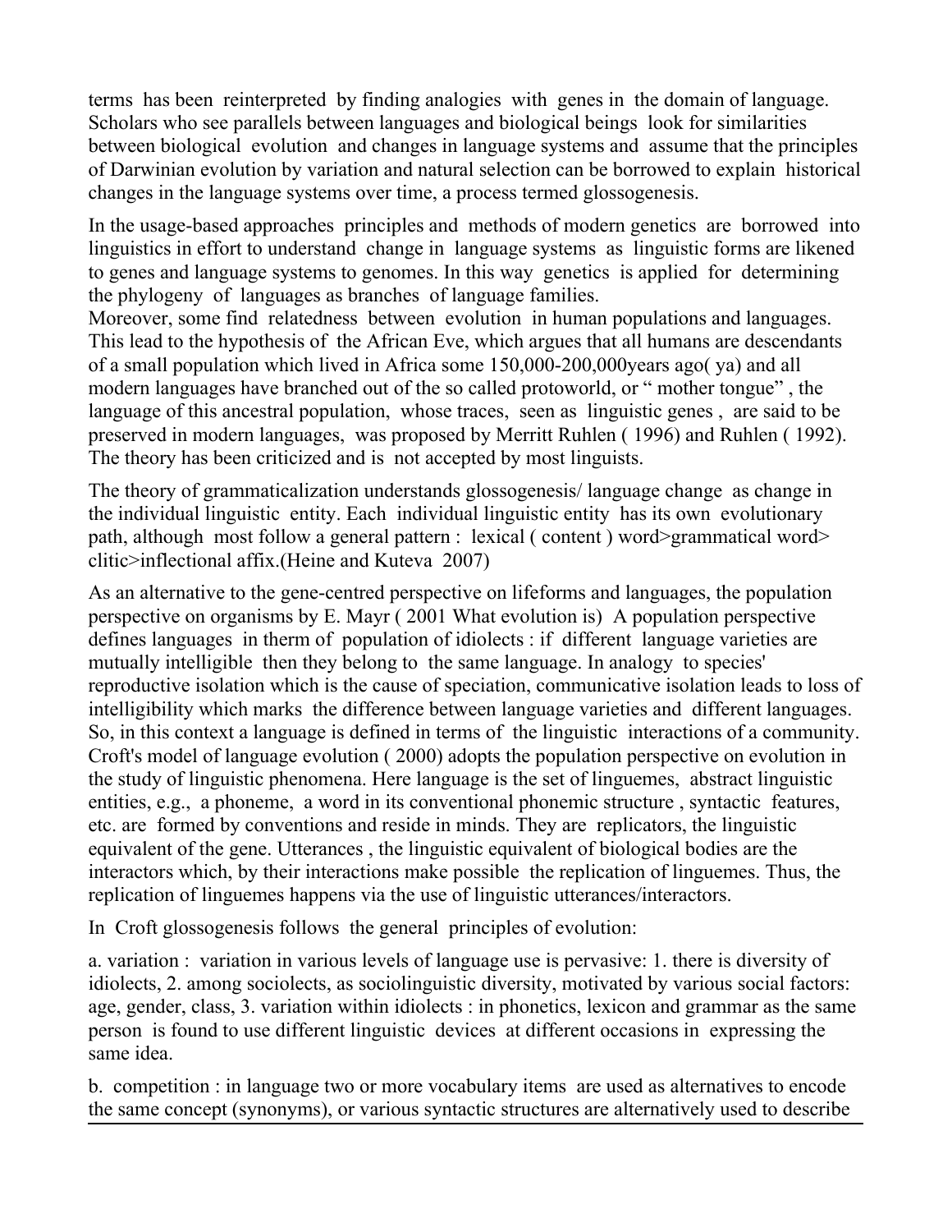terms has been reinterpreted by finding analogies with genes in the domain of language. Scholars who see parallels between languages and biological beings look for similarities between biological evolution and changes in language systems and assume that the principles of Darwinian evolution by variation and natural selection can be borrowed to explain historical changes in the language systems over time, a process termed glossogenesis.

In the usage-based approaches principles and methods of modern genetics are borrowed into linguistics in effort to understand change in language systems as linguistic forms are likened to genes and language systems to genomes. In this way genetics is applied for determining the phylogeny of languages as branches of language families.
Moreover, some find relatedness between evolution in human populations and languages. This lead to the hypothesis of the African Eve, which argues that all humans are descendants of a small population which lived in Africa some 150,000-200,000years ago( ya) and all modern languages have branched out of the so called protoworld, or " mother tongue" , the language of this ancestral population, whose traces, seen as linguistic genes , are said to be preserved in modern languages, was proposed by Merritt Ruhlen ( 1996) and Ruhlen ( 1992). The theory has been criticized and is not accepted by most linguists.

The theory of grammaticalization understands glossogenesis/ language change as change in the individual linguistic entity. Each individual linguistic entity has its own evolutionary path, although most follow a general pattern : lexical ( content ) word>grammatical word> clitic>inflectional affix.(Heine and Kuteva 2007)

As an alternative to the gene-centred perspective on lifeforms and languages, the population perspective on organisms by E. Mayr ( 2001 What evolution is) A population perspective defines languages in therm of population of idiolects : if different language varieties are mutually intelligible then they belong to the same language. In analogy to species' reproductive isolation which is the cause of speciation, communicative isolation leads to loss of intelligibility which marks the difference between language varieties and different languages. So, in this context a language is defined in terms of the linguistic interactions of a community. Croft's model of language evolution ( 2000) adopts the population perspective on evolution in the study of linguistic phenomena. Here language is the set of linguemes, abstract linguistic entities, e.g., a phoneme, a word in its conventional phonemic structure , syntactic features, etc. are formed by conventions and reside in minds. They are replicators, the linguistic equivalent of the gene. Utterances , the linguistic equivalent of biological bodies are the interactors which, by their interactions make possible the replication of linguemes. Thus, the replication of linguemes happens via the use of linguistic utterances/interactors.

In Croft glossogenesis follows the general principles of evolution:

a. variation : variation in various levels of language use is pervasive: 1. there is diversity of idiolects, 2. among sociolects, as sociolinguistic diversity, motivated by various social factors: age, gender, class, 3. variation within idiolects : in phonetics, lexicon and grammar as the same person is found to use different linguistic devices at different occasions in expressing the same idea.

b. competition : in language two or more vocabulary items are used as alternatives to encode the same concept (synonyms), or various syntactic structures are alternatively used to describe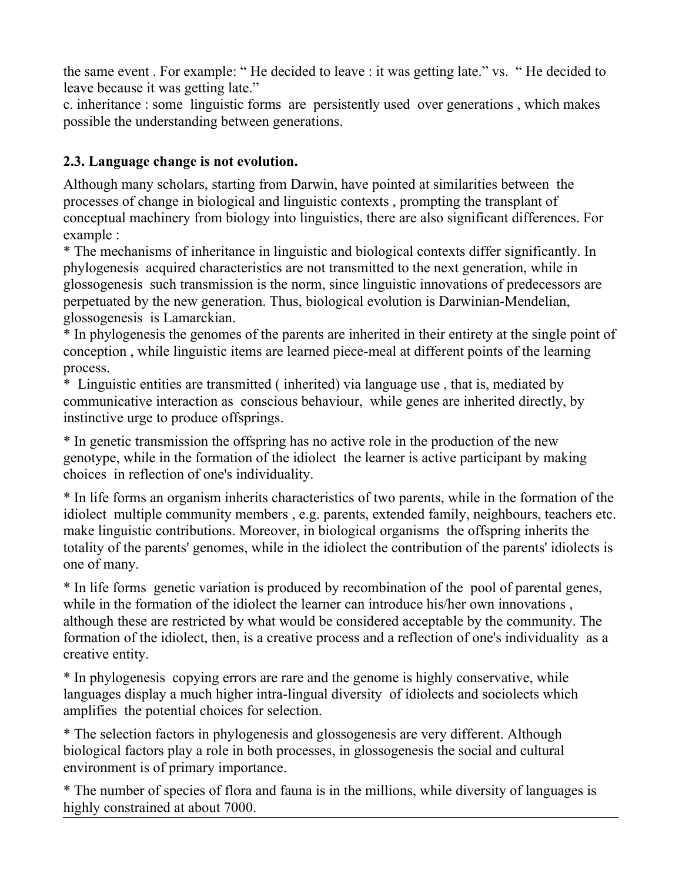the same event . For example: “ He decided to leave : it was getting late.” vs. “ He decided to leave because it was getting late.”

c. inheritance : some linguistic forms are persistently used over generations , which makes possible the understanding between generations.

### 2.3. Language change is not evolution.

Although many scholars, starting from Darwin, have pointed at similarities between the processes of change in biological and linguistic contexts , prompting the transplant of conceptual machinery from biology into linguistics, there are also significant differences. For example :

* The mechanisms of inheritance in linguistic and biological contexts differ significantly. In phylogenesis acquired characteristics are not transmitted to the next generation, while in glossogenesis such transmission is the norm, since linguistic innovations of predecessors are perpetuated by the new generation. Thus, biological evolution is Darwinian-Mendelian, glossogenesis is Lamarckian.

* In phylogenesis the genomes of the parents are inherited in their entirety at the single point of conception , while linguistic items are learned piece-meal at different points of the learning process.

* Linguistic entities are transmitted ( inherited) via language use , that is, mediated by communicative interaction as conscious behaviour, while genes are inherited directly, by instinctive urge to produce offsprings.

* In genetic transmission the offspring has no active role in the production of the new genotype, while in the formation of the idiolect the learner is active participant by making choices in reflection of one's individuality.

* In life forms an organism inherits characteristics of two parents, while in the formation of the idiolect multiple community members , e.g. parents, extended family, neighbours, teachers etc. make linguistic contributions. Moreover, in biological organisms the offspring inherits the totality of the parents' genomes, while in the idiolect the contribution of the parents' idiolects is one of many.

* In life forms genetic variation is produced by recombination of the pool of parental genes, while in the formation of the idiolect the learner can introduce his/her own innovations , although these are restricted by what would be considered acceptable by the community. The formation of the idiolect, then, is a creative process and a reflection of one's individuality as a creative entity.

* In phylogenesis copying errors are rare and the genome is highly conservative, while languages display a much higher intra-lingual diversity of idiolects and sociolects which amplifies the potential choices for selection.

* The selection factors in phylogenesis and glossogenesis are very different. Although biological factors play a role in both processes, in glossogenesis the social and cultural environment is of primary importance.

* The number of species of flora and fauna is in the millions, while diversity of languages is highly constrained at about 7000.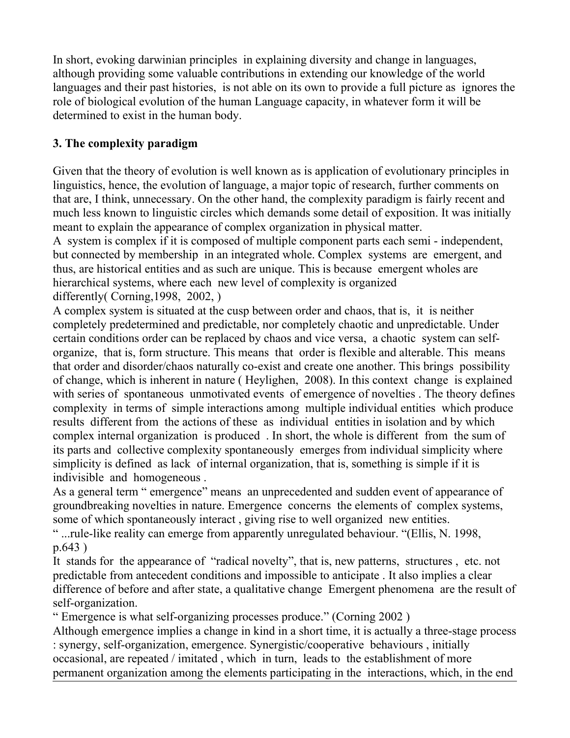In short, evoking darwinian principles in explaining diversity and change in languages, although providing some valuable contributions in extending our knowledge of the world languages and their past histories, is not able on its own to provide a full picture as ignores the role of biological evolution of the human Language capacity, in whatever form it will be determined to exist in the human body.

### 3. The complexity paradigm

Given that the theory of evolution is well known as is application of evolutionary principles in linguistics, hence, the evolution of language, a major topic of research, further comments on that are, I think, unnecessary. On the other hand, the complexity paradigm is fairly recent and much less known to linguistic circles which demands some detail of exposition. It was initially meant to explain the appearance of complex organization in physical matter.

A system is complex if it is composed of multiple component parts each semi - independent, but connected by membership in an integrated whole. Complex systems are emergent, and thus, are historical entities and as such are unique. This is because emergent wholes are hierarchical systems, where each new level of complexity is organized differently( Corning,1998, 2002, )

A complex system is situated at the cusp between order and chaos, that is, it is neither completely predetermined and predictable, nor completely chaotic and unpredictable. Under certain conditions order can be replaced by chaos and vice versa, a chaotic system can self-organize, that is, form structure. This means that order is flexible and alterable. This means that order and disorder/chaos naturally co-exist and create one another. This brings possibility of change, which is inherent in nature ( Heylighen, 2008). In this context change is explained with series of spontaneous unmotivated events of emergence of novelties . The theory defines complexity in terms of simple interactions among multiple individual entities which produce results different from the actions of these as individual entities in isolation and by which complex internal organization is produced . In short, the whole is different from the sum of its parts and collective complexity spontaneously emerges from individual simplicity where simplicity is defined as lack of internal organization, that is, something is simple if it is indivisible and homogeneous .

As a general term " emergence" means an unprecedented and sudden event of appearance of groundbreaking novelties in nature. Emergence concerns the elements of complex systems, some of which spontaneously interact , giving rise to well organized new entities.

" ...rule-like reality can emerge from apparently unregulated behaviour. "(Ellis, N. 1998, p.643 )

It stands for the appearance of "radical novelty", that is, new patterns, structures , etc. not predictable from antecedent conditions and impossible to anticipate . It also implies a clear difference of before and after state, a qualitative change Emergent phenomena are the result of self-organization.

" Emergence is what self-organizing processes produce." (Corning 2002 )

Although emergence implies a change in kind in a short time, it is actually a three-stage process : synergy, self-organization, emergence. Synergistic/cooperative behaviours , initially occasional, are repeated / imitated , which in turn, leads to the establishment of more permanent organization among the elements participating in the interactions, which, in the end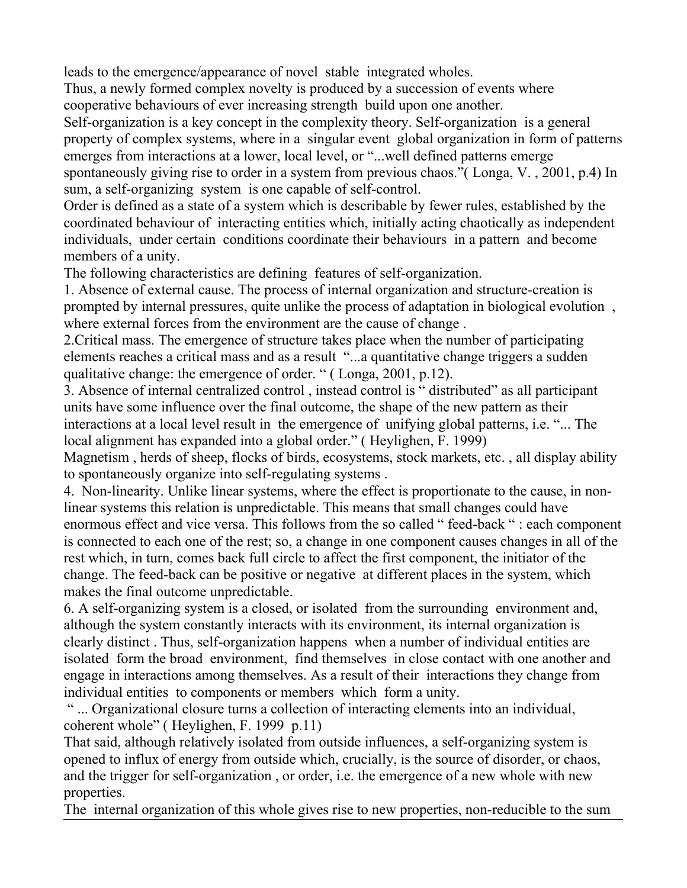leads to the emergence/appearance of novel stable integrated wholes.

Thus, a newly formed complex novelty is produced by a succession of events where cooperative behaviours of ever increasing strength build upon one another.

Self-organization is a key concept in the complexity theory. Self-organization is a general property of complex systems, where in a singular event global organization in form of patterns emerges from interactions at a lower, local level, or "...well defined patterns emerge spontaneously giving rise to order in a system from previous chaos."( Longa, V. , 2001, p.4) In sum, a self-organizing system is one capable of self-control.

Order is defined as a state of a system which is describable by fewer rules, established by the coordinated behaviour of interacting entities which, initially acting chaotically as independent individuals, under certain conditions coordinate their behaviours in a pattern and become members of a unity.

The following characteristics are defining features of self-organization.

1. Absence of external cause. The process of internal organization and structure-creation is prompted by internal pressures, quite unlike the process of adaptation in biological evolution , where external forces from the environment are the cause of change .

2.Critical mass. The emergence of structure takes place when the number of participating elements reaches a critical mass and as a result "...a quantitative change triggers a sudden qualitative change: the emergence of order. " ( Longa, 2001, p.12).

3. Absence of internal centralized control , instead control is " distributed" as all participant units have some influence over the final outcome, the shape of the new pattern as their interactions at a local level result in the emergence of unifying global patterns, i.e. "... The local alignment has expanded into a global order." ( Heylighen, F. 1999)

Magnetism , herds of sheep, flocks of birds, ecosystems, stock markets, etc. , all display ability to spontaneously organize into self-regulating systems .

4. Non-linearity. Unlike linear systems, where the effect is proportionate to the cause, in non-linear systems this relation is unpredictable. This means that small changes could have enormous effect and vice versa. This follows from the so called " feed-back " : each component is connected to each one of the rest; so, a change in one component causes changes in all of the rest which, in turn, comes back full circle to affect the first component, the initiator of the change. The feed-back can be positive or negative at different places in the system, which makes the final outcome unpredictable.

6. A self-organizing system is a closed, or isolated from the surrounding environment and, although the system constantly interacts with its environment, its internal organization is clearly distinct . Thus, self-organization happens when a number of individual entities are isolated form the broad environment, find themselves in close contact with one another and engage in interactions among themselves. As a result of their interactions they change from individual entities to components or members which form a unity.

" ... Organizational closure turns a collection of interacting elements into an individual, coherent whole" ( Heylighen, F. 1999 p.11)

That said, although relatively isolated from outside influences, a self-organizing system is opened to influx of energy from outside which, crucially, is the source of disorder, or chaos, and the trigger for self-organization , or order, i.e. the emergence of a new whole with new properties.

The internal organization of this whole gives rise to new properties, non-reducible to the sum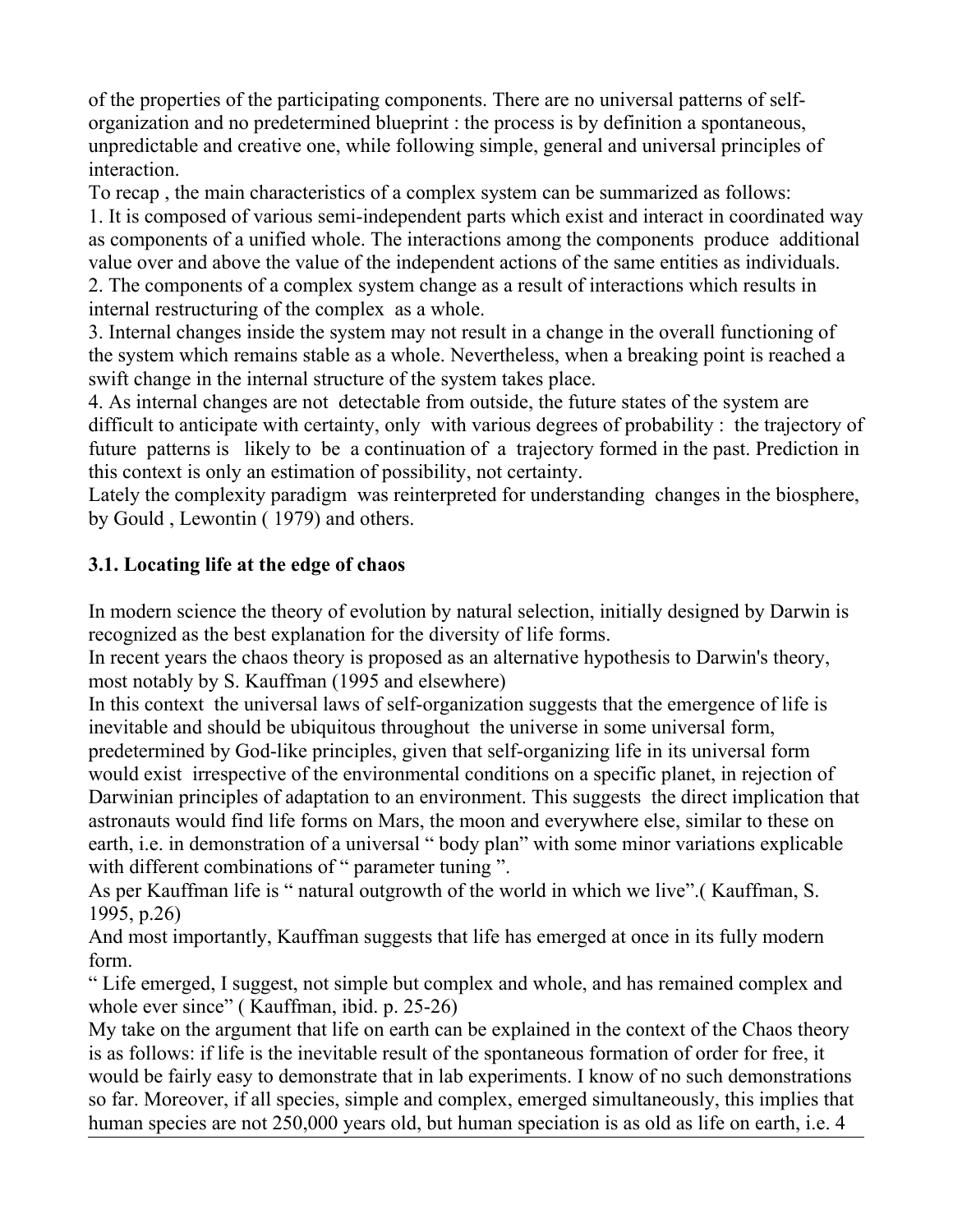of the properties of the participating components. There are no universal patterns of self-organization and no predetermined blueprint : the process is by definition a spontaneous, unpredictable and creative one, while following simple, general and universal principles of interaction.

To recap , the main characteristics of a complex system can be summarized as follows:

1. It is composed of various semi-independent parts which exist and interact in coordinated way as components of a unified whole. The interactions among the components produce additional value over and above the value of the independent actions of the same entities as individuals.
2. The components of a complex system change as a result of interactions which results in internal restructuring of the complex as a whole.
3. Internal changes inside the system may not result in a change in the overall functioning of the system which remains stable as a whole. Nevertheless, when a breaking point is reached a swift change in the internal structure of the system takes place.
4. As internal changes are not detectable from outside, the future states of the system are difficult to anticipate with certainty, only with various degrees of probability : the trajectory of future patterns is likely to be a continuation of a trajectory formed in the past. Prediction in this context is only an estimation of possibility, not certainty.

Lately the complexity paradigm was reinterpreted for understanding changes in the biosphere, by Gould , Lewontin ( 1979) and others.

### 3.1. Locating life at the edge of chaos

In modern science the theory of evolution by natural selection, initially designed by Darwin is recognized as the best explanation for the diversity of life forms.

In recent years the chaos theory is proposed as an alternative hypothesis to Darwin's theory, most notably by S. Kauffman (1995 and elsewhere)

In this context the universal laws of self-organization suggests that the emergence of life is inevitable and should be ubiquitous throughout the universe in some universal form, predetermined by God-like principles, given that self-organizing life in its universal form would exist irrespective of the environmental conditions on a specific planet, in rejection of Darwinian principles of adaptation to an environment. This suggests the direct implication that astronauts would find life forms on Mars, the moon and everywhere else, similar to these on earth, i.e. in demonstration of a universal " body plan" with some minor variations explicable with different combinations of " parameter tuning ".

As per Kauffman life is " natural outgrowth of the world in which we live".( Kauffman, S. 1995, p.26)

And most importantly, Kauffman suggests that life has emerged at once in its fully modern form.

" Life emerged, I suggest, not simple but complex and whole, and has remained complex and whole ever since" ( Kauffman, ibid. p. 25-26)

My take on the argument that life on earth can be explained in the context of the Chaos theory is as follows: if life is the inevitable result of the spontaneous formation of order for free, it would be fairly easy to demonstrate that in lab experiments. I know of no such demonstrations so far. Moreover, if all species, simple and complex, emerged simultaneously, this implies that human species are not 250,000 years old, but human speciation is as old as life on earth, i.e. 4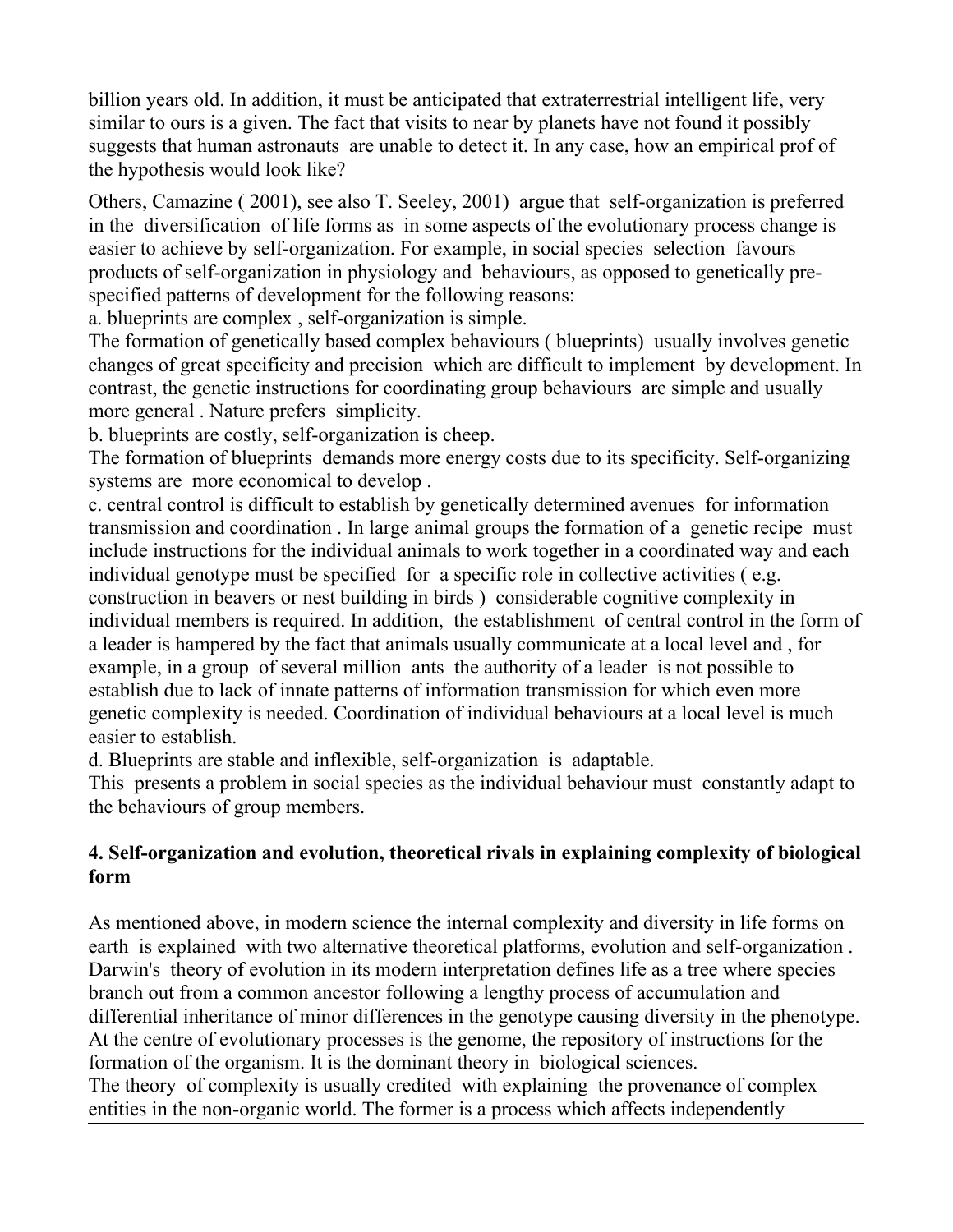billion years old. In addition, it must be anticipated that extraterrestrial intelligent life, very similar to ours is a given. The fact that visits to near by planets have not found it possibly suggests that human astronauts are unable to detect it. In any case, how an empirical prof of the hypothesis would look like?

Others, Camazine ( 2001), see also T. Seeley, 2001) argue that self-organization is preferred in the diversification of life forms as in some aspects of the evolutionary process change is easier to achieve by self-organization. For example, in social species selection favours products of self-organization in physiology and behaviours, as opposed to genetically pre-specified patterns of development for the following reasons:

a. blueprints are complex , self-organization is simple.

The formation of genetically based complex behaviours ( blueprints) usually involves genetic changes of great specificity and precision which are difficult to implement by development. In contrast, the genetic instructions for coordinating group behaviours are simple and usually more general . Nature prefers simplicity.

b. blueprints are costly, self-organization is cheep.

The formation of blueprints demands more energy costs due to its specificity. Self-organizing systems are more economical to develop .

c. central control is difficult to establish by genetically determined avenues for information transmission and coordination . In large animal groups the formation of a genetic recipe must include instructions for the individual animals to work together in a coordinated way and each individual genotype must be specified for a specific role in collective activities ( e.g. construction in beavers or nest building in birds ) considerable cognitive complexity in individual members is required. In addition, the establishment of central control in the form of a leader is hampered by the fact that animals usually communicate at a local level and , for example, in a group of several million ants the authority of a leader is not possible to establish due to lack of innate patterns of information transmission for which even more genetic complexity is needed. Coordination of individual behaviours at a local level is much easier to establish.

d. Blueprints are stable and inflexible, self-organization is adaptable.

This presents a problem in social species as the individual behaviour must constantly adapt to the behaviours of group members.

## 4. Self-organization and evolution, theoretical rivals in explaining complexity of biological form

As mentioned above, in modern science the internal complexity and diversity in life forms on earth is explained with two alternative theoretical platforms, evolution and self-organization . Darwin's theory of evolution in its modern interpretation defines life as a tree where species branch out from a common ancestor following a lengthy process of accumulation and differential inheritance of minor differences in the genotype causing diversity in the phenotype. At the centre of evolutionary processes is the genome, the repository of instructions for the formation of the organism. It is the dominant theory in biological sciences.

The theory of complexity is usually credited with explaining the provenance of complex entities in the non-organic world. The former is a process which affects independently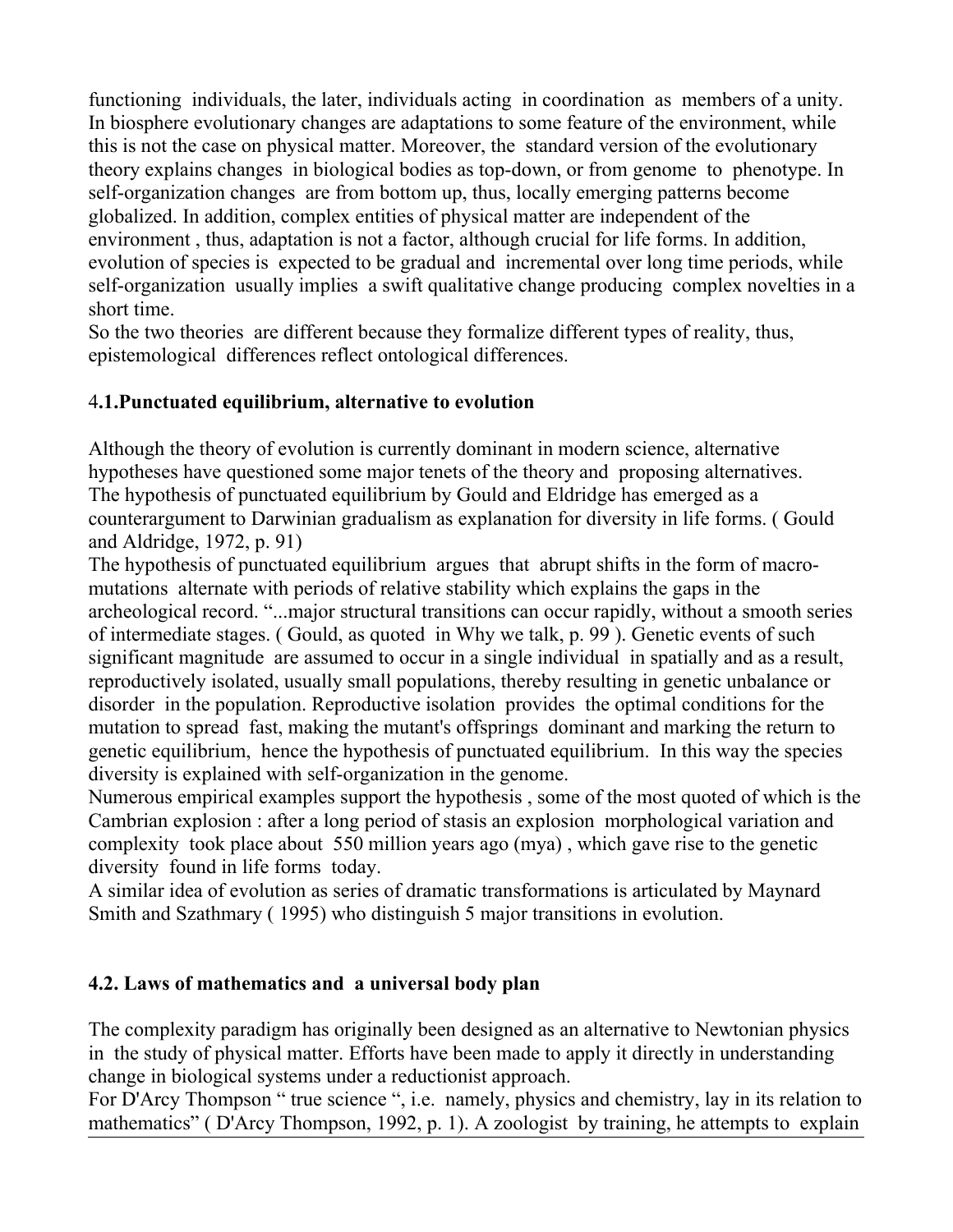functioning individuals, the later, individuals acting in coordination as members of a unity. In biosphere evolutionary changes are adaptations to some feature of the environment, while this is not the case on physical matter. Moreover, the standard version of the evolutionary theory explains changes in biological bodies as top-down, or from genome to phenotype. In self-organization changes are from bottom up, thus, locally emerging patterns become globalized. In addition, complex entities of physical matter are independent of the environment , thus, adaptation is not a factor, although crucial for life forms. In addition, evolution of species is expected to be gradual and incremental over long time periods, while self-organization usually implies a swift qualitative change producing complex novelties in a short time.

So the two theories are different because they formalize different types of reality, thus, epistemological differences reflect ontological differences.

### 4.1.Punctuated equilibrium, alternative to evolution

Although the theory of evolution is currently dominant in modern science, alternative hypotheses have questioned some major tenets of the theory and proposing alternatives. The hypothesis of punctuated equilibrium by Gould and Eldridge has emerged as a counterargument to Darwinian gradualism as explanation for diversity in life forms. ( Gould and Aldridge, 1972, p. 91)

The hypothesis of punctuated equilibrium argues that abrupt shifts in the form of macro-mutations alternate with periods of relative stability which explains the gaps in the archeological record. "...major structural transitions can occur rapidly, without a smooth series of intermediate stages. ( Gould, as quoted in Why we talk, p. 99 ). Genetic events of such significant magnitude are assumed to occur in a single individual in spatially and as a result, reproductively isolated, usually small populations, thereby resulting in genetic unbalance or disorder in the population. Reproductive isolation provides the optimal conditions for the mutation to spread fast, making the mutant's offsprings dominant and marking the return to genetic equilibrium, hence the hypothesis of punctuated equilibrium. In this way the species diversity is explained with self-organization in the genome.

Numerous empirical examples support the hypothesis , some of the most quoted of which is the Cambrian explosion : after a long period of stasis an explosion morphological variation and complexity took place about 550 million years ago (mya) , which gave rise to the genetic diversity found in life forms today.

A similar idea of evolution as series of dramatic transformations is articulated by Maynard Smith and Szathmary ( 1995) who distinguish 5 major transitions in evolution.

### 4.2. Laws of mathematics and a universal body plan

The complexity paradigm has originally been designed as an alternative to Newtonian physics in the study of physical matter. Efforts have been made to apply it directly in understanding change in biological systems under a reductionist approach.

For D'Arcy Thompson " true science ", i.e. namely, physics and chemistry, lay in its relation to mathematics" ( D'Arcy Thompson, 1992, p. 1). A zoologist by training, he attempts to explain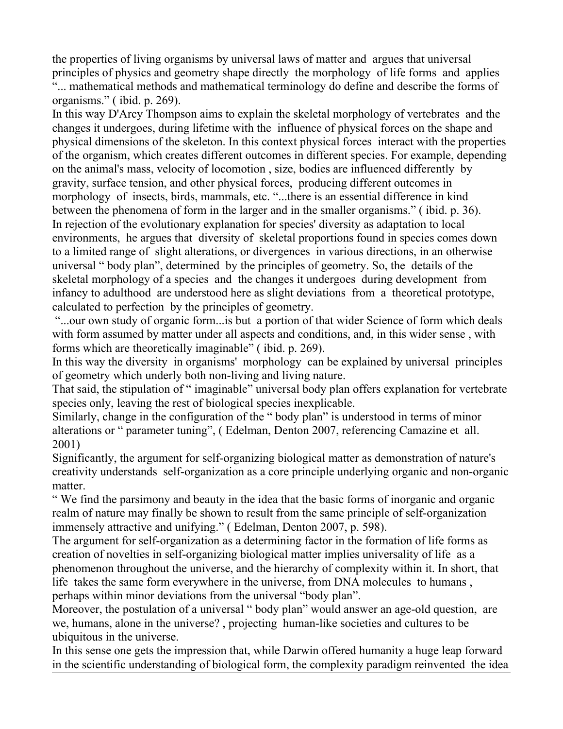the properties of living organisms by universal laws of matter and argues that universal principles of physics and geometry shape directly the morphology of life forms and applies "... mathematical methods and mathematical terminology do define and describe the forms of organisms." ( ibid. p. 269).

In this way D'Arcy Thompson aims to explain the skeletal morphology of vertebrates and the changes it undergoes, during lifetime with the influence of physical forces on the shape and physical dimensions of the skeleton. In this context physical forces interact with the properties of the organism, which creates different outcomes in different species. For example, depending on the animal's mass, velocity of locomotion , size, bodies are influenced differently by gravity, surface tension, and other physical forces, producing different outcomes in morphology of insects, birds, mammals, etc. "...there is an essential difference in kind between the phenomena of form in the larger and in the smaller organisms." ( ibid. p. 36).

In rejection of the evolutionary explanation for species' diversity as adaptation to local environments, he argues that diversity of skeletal proportions found in species comes down to a limited range of slight alterations, or divergences in various directions, in an otherwise universal " body plan", determined by the principles of geometry. So, the details of the skeletal morphology of a species and the changes it undergoes during development from infancy to adulthood are understood here as slight deviations from a theoretical prototype, calculated to perfection by the principles of geometry.

"...our own study of organic form...is but a portion of that wider Science of form which deals with form assumed by matter under all aspects and conditions, and, in this wider sense , with forms which are theoretically imaginable" ( ibid. p. 269).

In this way the diversity in organisms' morphology can be explained by universal principles of geometry which underly both non-living and living nature.

That said, the stipulation of " imaginable" universal body plan offers explanation for vertebrate species only, leaving the rest of biological species inexplicable.

Similarly, change in the configuration of the " body plan" is understood in terms of minor alterations or " parameter tuning", ( Edelman, Denton 2007, referencing Camazine et all. 2001)

Significantly, the argument for self-organizing biological matter as demonstration of nature's creativity understands self-organization as a core principle underlying organic and non-organic matter.

" We find the parsimony and beauty in the idea that the basic forms of inorganic and organic realm of nature may finally be shown to result from the same principle of self-organization immensely attractive and unifying." ( Edelman, Denton 2007, p. 598).

The argument for self-organization as a determining factor in the formation of life forms as creation of novelties in self-organizing biological matter implies universality of life as a phenomenon throughout the universe, and the hierarchy of complexity within it. In short, that life takes the same form everywhere in the universe, from DNA molecules to humans , perhaps within minor deviations from the universal "body plan".

Moreover, the postulation of a universal " body plan" would answer an age-old question, are we, humans, alone in the universe? , projecting human-like societies and cultures to be ubiquitous in the universe.

In this sense one gets the impression that, while Darwin offered humanity a huge leap forward in the scientific understanding of biological form, the complexity paradigm reinvented the idea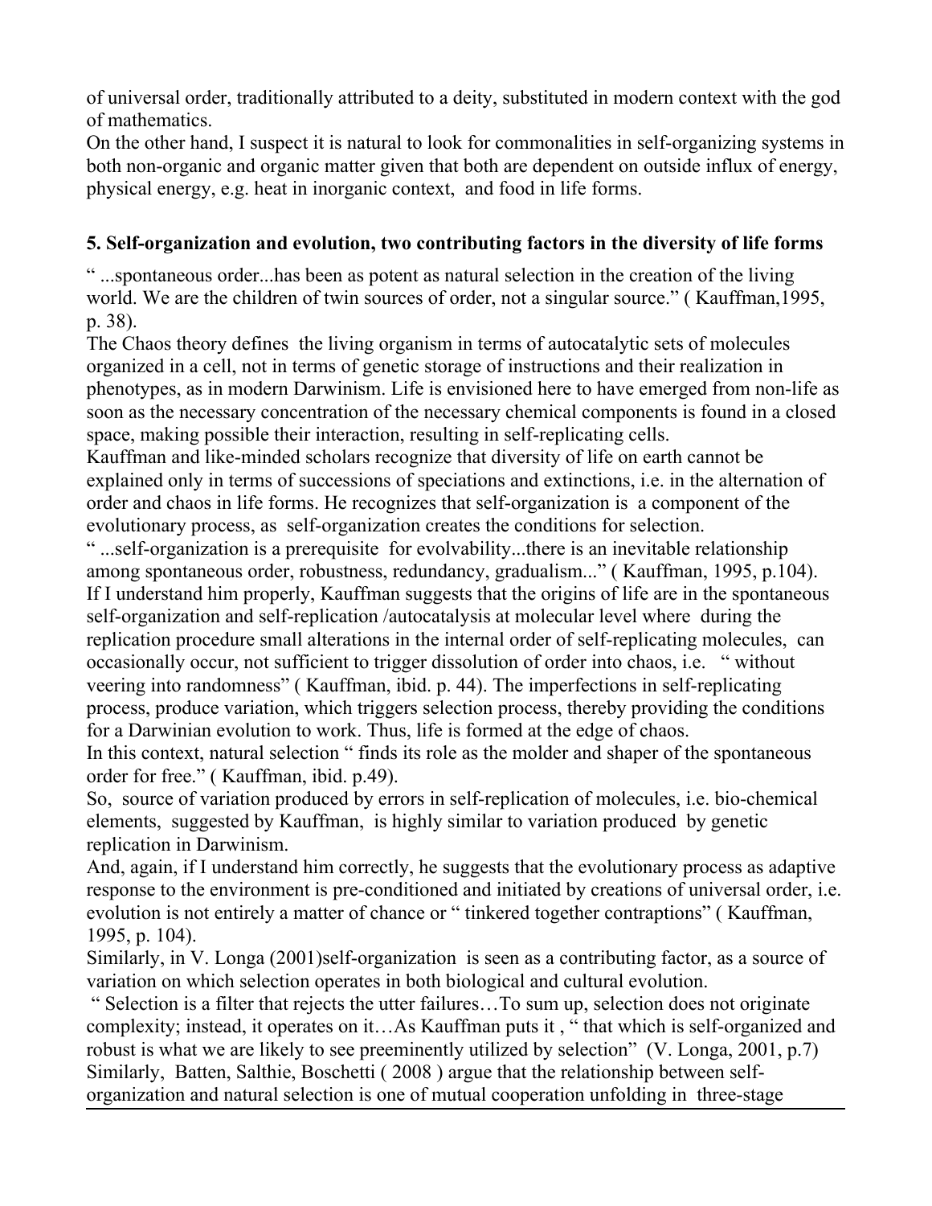of universal order, traditionally attributed to a deity, substituted in modern context with the god of mathematics.

On the other hand, I suspect it is natural to look for commonalities in self-organizing systems in both non-organic and organic matter given that both are dependent on outside influx of energy, physical energy, e.g. heat in inorganic context, and food in life forms.

## 5. Self-organization and evolution, two contributing factors in the diversity of life forms

" ...spontaneous order...has been as potent as natural selection in the creation of the living world. We are the children of twin sources of order, not a singular source." ( Kauffman,1995, p. 38).

The Chaos theory defines the living organism in terms of autocatalytic sets of molecules organized in a cell, not in terms of genetic storage of instructions and their realization in phenotypes, as in modern Darwinism. Life is envisioned here to have emerged from non-life as soon as the necessary concentration of the necessary chemical components is found in a closed space, making possible their interaction, resulting in self-replicating cells.

Kauffman and like-minded scholars recognize that diversity of life on earth cannot be explained only in terms of successions of speciations and extinctions, i.e. in the alternation of order and chaos in life forms. He recognizes that self-organization is a component of the evolutionary process, as self-organization creates the conditions for selection.

" ...self-organization is a prerequisite for evolvability...there is an inevitable relationship among spontaneous order, robustness, redundancy, gradualism..." ( Kauffman, 1995, p.104).

If I understand him properly, Kauffman suggests that the origins of life are in the spontaneous self-organization and self-replication /autocatalysis at molecular level where during the replication procedure small alterations in the internal order of self-replicating molecules, can occasionally occur, not sufficient to trigger dissolution of order into chaos, i.e. " without veering into randomness" ( Kauffman, ibid. p. 44). The imperfections in self-replicating process, produce variation, which triggers selection process, thereby providing the conditions for a Darwinian evolution to work. Thus, life is formed at the edge of chaos.

In this context, natural selection " finds its role as the molder and shaper of the spontaneous order for free." ( Kauffman, ibid. p.49).

So, source of variation produced by errors in self-replication of molecules, i.e. bio-chemical elements, suggested by Kauffman, is highly similar to variation produced by genetic replication in Darwinism.

And, again, if I understand him correctly, he suggests that the evolutionary process as adaptive response to the environment is pre-conditioned and initiated by creations of universal order, i.e. evolution is not entirely a matter of chance or " tinkered together contraptions" ( Kauffman, 1995, p. 104).

Similarly, in V. Longa (2001)self-organization is seen as a contributing factor, as a source of variation on which selection operates in both biological and cultural evolution.

" Selection is a filter that rejects the utter failures…To sum up, selection does not originate complexity; instead, it operates on it…As Kauffman puts it , " that which is self-organized and robust is what we are likely to see preeminently utilized by selection" (V. Longa, 2001, p.7)

Similarly, Batten, Salthie, Boschetti ( 2008 ) argue that the relationship between self-organization and natural selection is one of mutual cooperation unfolding in three-stage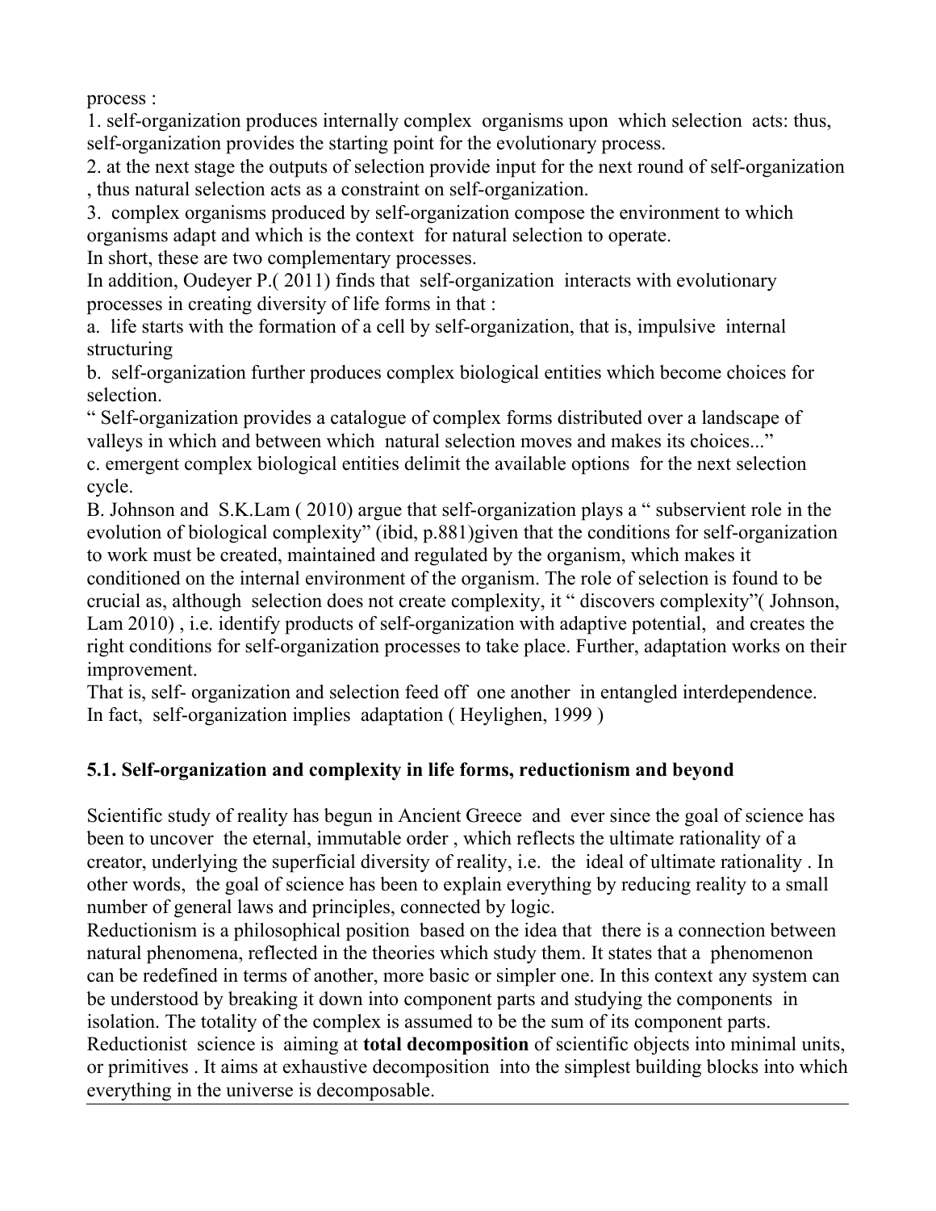process :

1. self-organization produces internally complex organisms upon which selection acts: thus, self-organization provides the starting point for the evolutionary process.
2. at the next stage the outputs of selection provide input for the next round of self-organization , thus natural selection acts as a constraint on self-organization.
3. complex organisms produced by self-organization compose the environment to which organisms adapt and which is the context for natural selection to operate.

In short, these are two complementary processes.

In addition, Oudeyer P.( 2011) finds that self-organization interacts with evolutionary processes in creating diversity of life forms in that :

a. life starts with the formation of a cell by self-organization, that is, impulsive internal structuring

b. self-organization further produces complex biological entities which become choices for selection.

" Self-organization provides a catalogue of complex forms distributed over a landscape of valleys in which and between which natural selection moves and makes its choices..."

c. emergent complex biological entities delimit the available options for the next selection cycle.

B. Johnson and S.K.Lam ( 2010) argue that self-organization plays a " subservient role in the evolution of biological complexity" (ibid, p.881)given that the conditions for self-organization to work must be created, maintained and regulated by the organism, which makes it conditioned on the internal environment of the organism. The role of selection is found to be crucial as, although selection does not create complexity, it " discovers complexity"( Johnson, Lam 2010) , i.e. identify products of self-organization with adaptive potential, and creates the right conditions for self-organization processes to take place. Further, adaptation works on their improvement.

That is, self- organization and selection feed off one another in entangled interdependence. In fact, self-organization implies adaptation ( Heylighen, 1999 )

### 5.1. Self-organization and complexity in life forms, reductionism and beyond

Scientific study of reality has begun in Ancient Greece and ever since the goal of science has been to uncover the eternal, immutable order , which reflects the ultimate rationality of a creator, underlying the superficial diversity of reality, i.e. the ideal of ultimate rationality . In other words, the goal of science has been to explain everything by reducing reality to a small number of general laws and principles, connected by logic.

Reductionism is a philosophical position based on the idea that there is a connection between natural phenomena, reflected in the theories which study them. It states that a phenomenon can be redefined in terms of another, more basic or simpler one. In this context any system can be understood by breaking it down into component parts and studying the components in isolation. The totality of the complex is assumed to be the sum of its component parts. Reductionist science is aiming at **total decomposition** of scientific objects into minimal units, or primitives . It aims at exhaustive decomposition into the simplest building blocks into which everything in the universe is decomposable.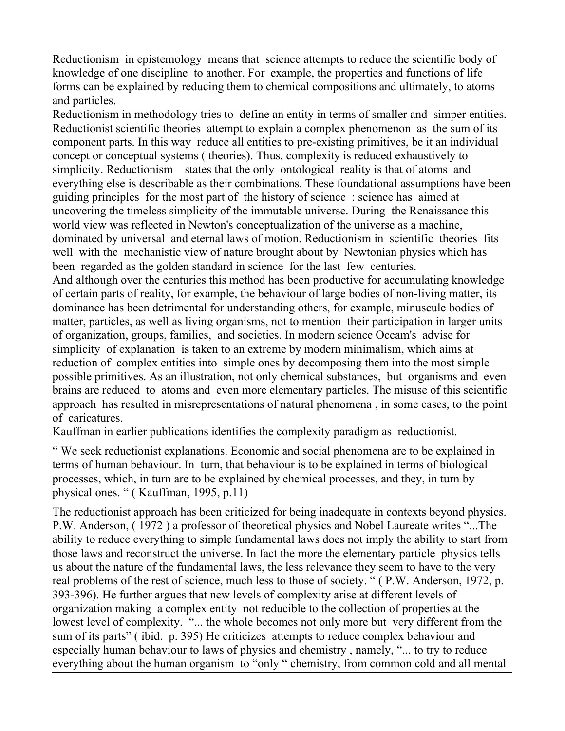Reductionism in epistemology means that science attempts to reduce the scientific body of knowledge of one discipline to another. For example, the properties and functions of life forms can be explained by reducing them to chemical compositions and ultimately, to atoms and particles.

Reductionism in methodology tries to define an entity in terms of smaller and simper entities. Reductionist scientific theories attempt to explain a complex phenomenon as the sum of its component parts. In this way reduce all entities to pre-existing primitives, be it an individual concept or conceptual systems ( theories). Thus, complexity is reduced exhaustively to simplicity. Reductionism states that the only ontological reality is that of atoms and everything else is describable as their combinations. These foundational assumptions have been guiding principles for the most part of the history of science : science has aimed at uncovering the timeless simplicity of the immutable universe. During the Renaissance this world view was reflected in Newton's conceptualization of the universe as a machine, dominated by universal and eternal laws of motion. Reductionism in scientific theories fits well with the mechanistic view of nature brought about by Newtonian physics which has been regarded as the golden standard in science for the last few centuries.

And although over the centuries this method has been productive for accumulating knowledge of certain parts of reality, for example, the behaviour of large bodies of non-living matter, its dominance has been detrimental for understanding others, for example, minuscule bodies of matter, particles, as well as living organisms, not to mention their participation in larger units of organization, groups, families, and societies. In modern science Occam's advise for simplicity of explanation is taken to an extreme by modern minimalism, which aims at reduction of complex entities into simple ones by decomposing them into the most simple possible primitives. As an illustration, not only chemical substances, but organisms and even brains are reduced to atoms and even more elementary particles. The misuse of this scientific approach has resulted in misrepresentations of natural phenomena , in some cases, to the point of caricatures.

Kauffman in earlier publications identifies the complexity paradigm as reductionist.

" We seek reductionist explanations. Economic and social phenomena are to be explained in terms of human behaviour. In turn, that behaviour is to be explained in terms of biological processes, which, in turn are to be explained by chemical processes, and they, in turn by physical ones. " ( Kauffman, 1995, p.11)

The reductionist approach has been criticized for being inadequate in contexts beyond physics. P.W. Anderson, ( 1972 ) a professor of theoretical physics and Nobel Laureate writes "...The ability to reduce everything to simple fundamental laws does not imply the ability to start from those laws and reconstruct the universe. In fact the more the elementary particle physics tells us about the nature of the fundamental laws, the less relevance they seem to have to the very real problems of the rest of science, much less to those of society. " ( P.W. Anderson, 1972, p. 393-396). He further argues that new levels of complexity arise at different levels of organization making a complex entity not reducible to the collection of properties at the lowest level of complexity. "... the whole becomes not only more but very different from the sum of its parts" ( ibid. p. 395) He criticizes attempts to reduce complex behaviour and especially human behaviour to laws of physics and chemistry , namely, "... to try to reduce everything about the human organism to "only " chemistry, from common cold and all mental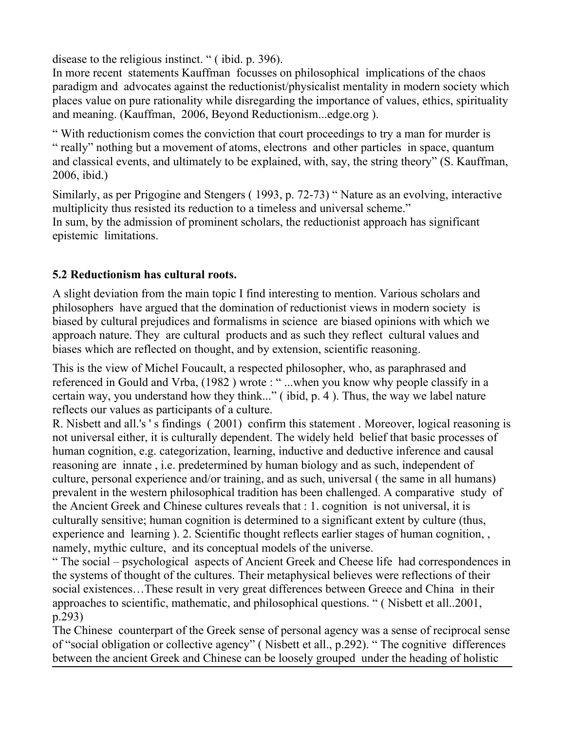disease to the religious instinct. " ( ibid. p. 396).
In more recent statements Kauffman focusses on philosophical implications of the chaos paradigm and advocates against the reductionist/physicalist mentality in modern society which places value on pure rationality while disregarding the importance of values, ethics, spirituality and meaning. (Kauffman, 2006, Beyond Reductionism...edge.org ).

" With reductionism comes the conviction that court proceedings to try a man for murder is " really" nothing but a movement of atoms, electrons and other particles in space, quantum and classical events, and ultimately to be explained, with, say, the string theory" (S. Kauffman, 2006, ibid.)

Similarly, as per Prigogine and Stengers ( 1993, p. 72-73) " Nature as an evolving, interactive multiplicity thus resisted its reduction to a timeless and universal scheme."
In sum, by the admission of prominent scholars, the reductionist approach has significant epistemic limitations.

**5.2 Reductionism has cultural roots.**

A slight deviation from the main topic I find interesting to mention. Various scholars and philosophers have argued that the domination of reductionist views in modern society is biased by cultural prejudices and formalisms in science are biased opinions with which we approach nature. They are cultural products and as such they reflect cultural values and biases which are reflected on thought, and by extension, scientific reasoning.

This is the view of Michel Foucault, a respected philosopher, who, as paraphrased and referenced in Gould and Vrba, (1982 ) wrote : " ...when you know why people classify in a certain way, you understand how they think..." ( ibid, p. 4 ). Thus, the way we label nature reflects our values as participants of a culture.
R. Nisbett and all.'s ' s findings ( 2001) confirm this statement . Moreover, logical reasoning is not universal either, it is culturally dependent. The widely held belief that basic processes of human cognition, e.g. categorization, learning, inductive and deductive inference and causal reasoning are innate , i.e. predetermined by human biology and as such, independent of culture, personal experience and/or training, and as such, universal ( the same in all humans) prevalent in the western philosophical tradition has been challenged. A comparative study of the Ancient Greek and Chinese cultures reveals that : 1. cognition is not universal, it is culturally sensitive; human cognition is determined to a significant extent by culture (thus, experience and learning ). 2. Scientific thought reflects earlier stages of human cognition, , namely, mythic culture, and its conceptual models of the universe.
" The social – psychological aspects of Ancient Greek and Cheese life had correspondences in the systems of thought of the cultures. Their metaphysical believes were reflections of their social existences…These result in very great differences between Greece and China in their approaches to scientific, mathematic, and philosophical questions. " ( Nisbett et all..2001, p.293)
The Chinese counterpart of the Greek sense of personal agency was a sense of reciprocal sense of "social obligation or collective agency" ( Nisbett et all., p.292). " The cognitive differences between the ancient Greek and Chinese can be loosely grouped under the heading of holistic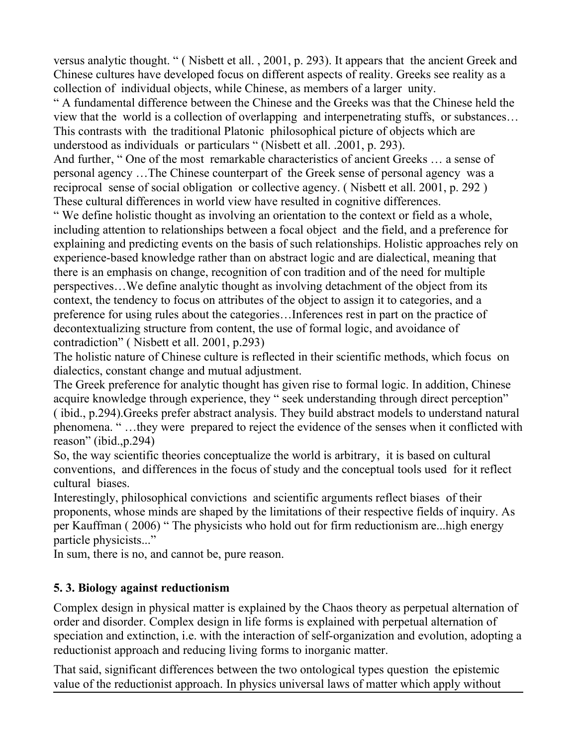versus analytic thought. " ( Nisbett et all. , 2001, p. 293). It appears that the ancient Greek and Chinese cultures have developed focus on different aspects of reality. Greeks see reality as a collection of individual objects, while Chinese, as members of a larger unity.

" A fundamental difference between the Chinese and the Greeks was that the Chinese held the view that the world is a collection of overlapping and interpenetrating stuffs, or substances… This contrasts with the traditional Platonic philosophical picture of objects which are understood as individuals or particulars " (Nisbett et all. .2001, p. 293).

And further, " One of the most remarkable characteristics of ancient Greeks … a sense of personal agency …The Chinese counterpart of the Greek sense of personal agency was a reciprocal sense of social obligation or collective agency. ( Nisbett et all. 2001, p. 292 )

These cultural differences in world view have resulted in cognitive differences.

" We define holistic thought as involving an orientation to the context or field as a whole, including attention to relationships between a focal object and the field, and a preference for explaining and predicting events on the basis of such relationships. Holistic approaches rely on experience-based knowledge rather than on abstract logic and are dialectical, meaning that there is an emphasis on change, recognition of con tradition and of the need for multiple perspectives…We define analytic thought as involving detachment of the object from its context, the tendency to focus on attributes of the object to assign it to categories, and a preference for using rules about the categories…Inferences rest in part on the practice of decontextualizing structure from content, the use of formal logic, and avoidance of contradiction" ( Nisbett et all. 2001, p.293)

The holistic nature of Chinese culture is reflected in their scientific methods, which focus on dialectics, constant change and mutual adjustment.

The Greek preference for analytic thought has given rise to formal logic. In addition, Chinese acquire knowledge through experience, they " seek understanding through direct perception" ( ibid., p.294).Greeks prefer abstract analysis. They build abstract models to understand natural phenomena. " …they were prepared to reject the evidence of the senses when it conflicted with reason" (ibid.,p.294)

So, the way scientific theories conceptualize the world is arbitrary, it is based on cultural conventions, and differences in the focus of study and the conceptual tools used for it reflect cultural biases.

Interestingly, philosophical convictions and scientific arguments reflect biases of their proponents, whose minds are shaped by the limitations of their respective fields of inquiry. As per Kauffman ( 2006) " The physicists who hold out for firm reductionism are...high energy particle physicists..."

In sum, there is no, and cannot be, pure reason.

### 5. 3. Biology against reductionism

Complex design in physical matter is explained by the Chaos theory as perpetual alternation of order and disorder. Complex design in life forms is explained with perpetual alternation of speciation and extinction, i.e. with the interaction of self-organization and evolution, adopting a reductionist approach and reducing living forms to inorganic matter.

That said, significant differences between the two ontological types question the epistemic value of the reductionist approach. In physics universal laws of matter which apply without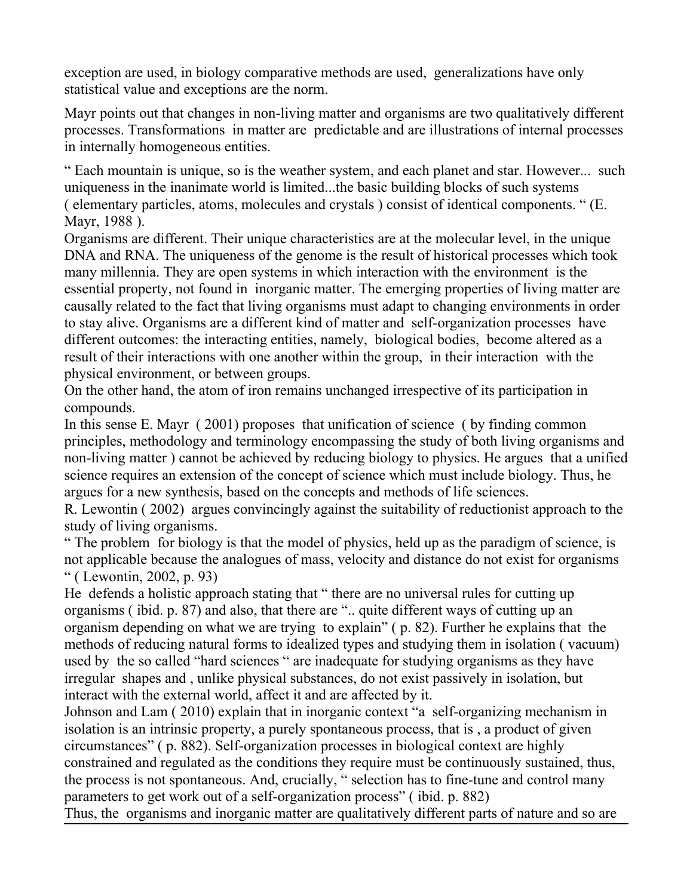exception are used, in biology comparative methods are used, generalizations have only statistical value and exceptions are the norm.

Mayr points out that changes in non-living matter and organisms are two qualitatively different processes. Transformations in matter are predictable and are illustrations of internal processes in internally homogeneous entities.

" Each mountain is unique, so is the weather system, and each planet and star. However... such uniqueness in the inanimate world is limited...the basic building blocks of such systems ( elementary particles, atoms, molecules and crystals ) consist of identical components. " (E. Mayr, 1988 ).

Organisms are different. Their unique characteristics are at the molecular level, in the unique DNA and RNA. The uniqueness of the genome is the result of historical processes which took many millennia. They are open systems in which interaction with the environment is the essential property, not found in inorganic matter. The emerging properties of living matter are causally related to the fact that living organisms must adapt to changing environments in order to stay alive. Organisms are a different kind of matter and self-organization processes have different outcomes: the interacting entities, namely, biological bodies, become altered as a result of their interactions with one another within the group, in their interaction with the physical environment, or between groups.

On the other hand, the atom of iron remains unchanged irrespective of its participation in compounds.

In this sense E. Mayr ( 2001) proposes that unification of science ( by finding common principles, methodology and terminology encompassing the study of both living organisms and non-living matter ) cannot be achieved by reducing biology to physics. He argues that a unified science requires an extension of the concept of science which must include biology. Thus, he argues for a new synthesis, based on the concepts and methods of life sciences.

R. Lewontin ( 2002) argues convincingly against the suitability of reductionist approach to the study of living organisms.

" The problem for biology is that the model of physics, held up as the paradigm of science, is not applicable because the analogues of mass, velocity and distance do not exist for organisms " ( Lewontin, 2002, p. 93)

He defends a holistic approach stating that " there are no universal rules for cutting up organisms ( ibid. p. 87) and also, that there are ".. quite different ways of cutting up an organism depending on what we are trying to explain" ( p. 82). Further he explains that the methods of reducing natural forms to idealized types and studying them in isolation ( vacuum) used by the so called "hard sciences " are inadequate for studying organisms as they have irregular shapes and , unlike physical substances, do not exist passively in isolation, but interact with the external world, affect it and are affected by it.

Johnson and Lam ( 2010) explain that in inorganic context "a self-organizing mechanism in isolation is an intrinsic property, a purely spontaneous process, that is , a product of given circumstances" ( p. 882). Self-organization processes in biological context are highly constrained and regulated as the conditions they require must be continuously sustained, thus, the process is not spontaneous. And, crucially, " selection has to fine-tune and control many parameters to get work out of a self-organization process" ( ibid. p. 882)

Thus, the organisms and inorganic matter are qualitatively different parts of nature and so are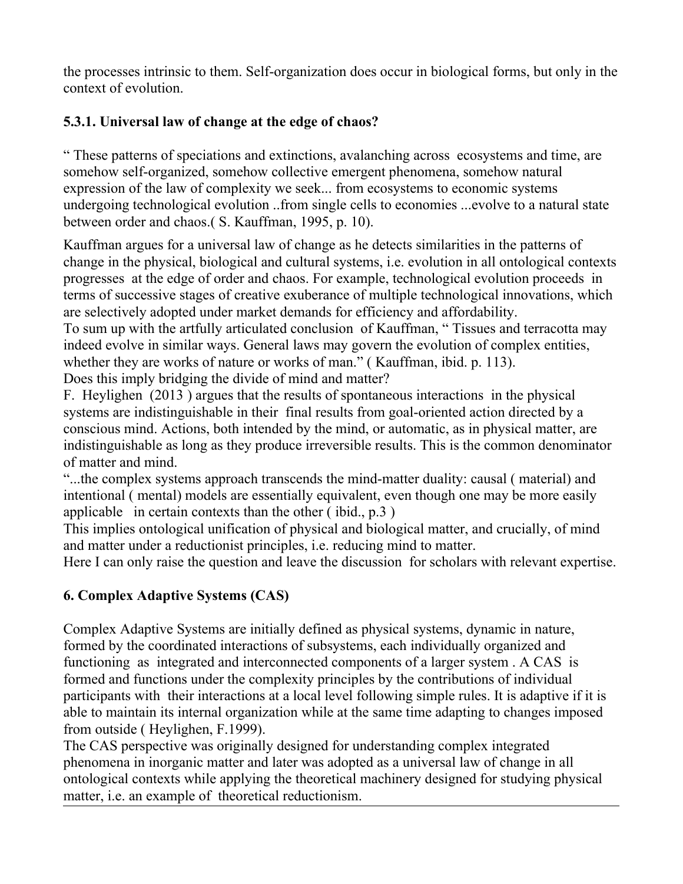the processes intrinsic to them. Self-organization does occur in biological forms, but only in the context of evolution.

### 5.3.1. Universal law of change at the edge of chaos?

" These patterns of speciations and extinctions, avalanching across ecosystems and time, are somehow self-organized, somehow collective emergent phenomena, somehow natural expression of the law of complexity we seek... from ecosystems to economic systems undergoing technological evolution ..from single cells to economies ...evolve to a natural state between order and chaos.( S. Kauffman, 1995, p. 10).

Kauffman argues for a universal law of change as he detects similarities in the patterns of change in the physical, biological and cultural systems, i.e. evolution in all ontological contexts progresses at the edge of order and chaos. For example, technological evolution proceeds in terms of successive stages of creative exuberance of multiple technological innovations, which are selectively adopted under market demands for efficiency and affordability.
To sum up with the artfully articulated conclusion of Kauffman, " Tissues and terracotta may indeed evolve in similar ways. General laws may govern the evolution of complex entities, whether they are works of nature or works of man." ( Kauffman, ibid. p. 113).
Does this imply bridging the divide of mind and matter?
F. Heylighen (2013 ) argues that the results of spontaneous interactions in the physical systems are indistinguishable in their final results from goal-oriented action directed by a conscious mind. Actions, both intended by the mind, or automatic, as in physical matter, are indistinguishable as long as they produce irreversible results. This is the common denominator of matter and mind.
"...the complex systems approach transcends the mind-matter duality: causal ( material) and intentional ( mental) models are essentially equivalent, even though one may be more easily applicable in certain contexts than the other ( ibid., p.3 )
This implies ontological unification of physical and biological matter, and crucially, of mind and matter under a reductionist principles, i.e. reducing mind to matter.
Here I can only raise the question and leave the discussion for scholars with relevant expertise.

## 6. Complex Adaptive Systems (CAS)

Complex Adaptive Systems are initially defined as physical systems, dynamic in nature, formed by the coordinated interactions of subsystems, each individually organized and functioning as integrated and interconnected components of a larger system . A CAS is formed and functions under the complexity principles by the contributions of individual participants with their interactions at a local level following simple rules. It is adaptive if it is able to maintain its internal organization while at the same time adapting to changes imposed from outside ( Heylighen, F.1999).
The CAS perspective was originally designed for understanding complex integrated phenomena in inorganic matter and later was adopted as a universal law of change in all ontological contexts while applying the theoretical machinery designed for studying physical matter, i.e. an example of theoretical reductionism.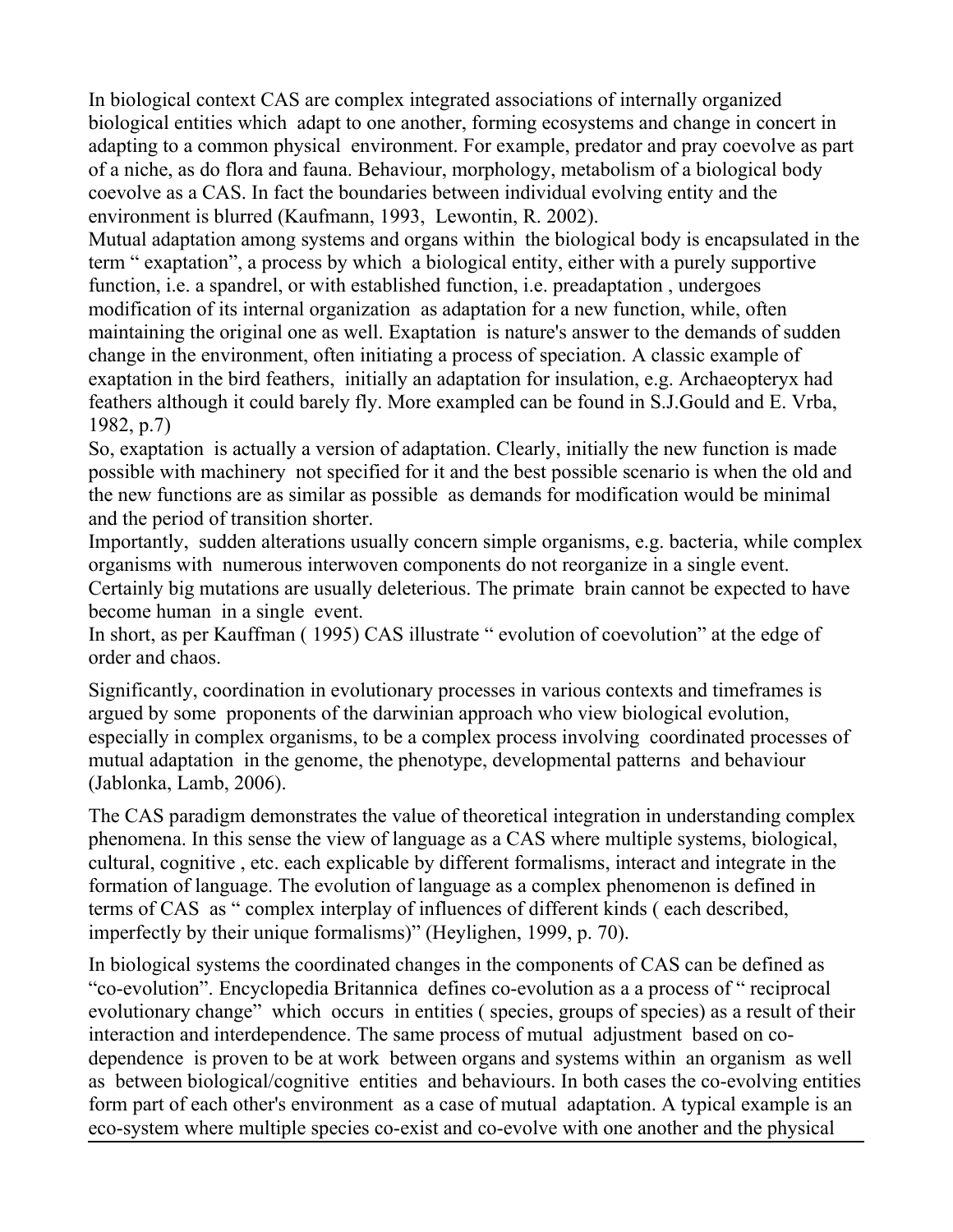In biological context CAS are complex integrated associations of internally organized biological entities which adapt to one another, forming ecosystems and change in concert in adapting to a common physical environment. For example, predator and pray coevolve as part of a niche, as do flora and fauna. Behaviour, morphology, metabolism of a biological body coevolve as a CAS. In fact the boundaries between individual evolving entity and the environment is blurred (Kaufmann, 1993, Lewontin, R. 2002).

Mutual adaptation among systems and organs within the biological body is encapsulated in the term " exaptation", a process by which a biological entity, either with a purely supportive function, i.e. a spandrel, or with established function, i.e. preadaptation , undergoes modification of its internal organization as adaptation for a new function, while, often maintaining the original one as well. Exaptation is nature's answer to the demands of sudden change in the environment, often initiating a process of speciation. A classic example of exaptation in the bird feathers, initially an adaptation for insulation, e.g. Archaeopteryx had feathers although it could barely fly. More exampled can be found in S.J.Gould and E. Vrba, 1982, p.7)

So, exaptation is actually a version of adaptation. Clearly, initially the new function is made possible with machinery not specified for it and the best possible scenario is when the old and the new functions are as similar as possible as demands for modification would be minimal and the period of transition shorter.

Importantly, sudden alterations usually concern simple organisms, e.g. bacteria, while complex organisms with numerous interwoven components do not reorganize in a single event. Certainly big mutations are usually deleterious. The primate brain cannot be expected to have become human in a single event.

In short, as per Kauffman ( 1995) CAS illustrate " evolution of coevolution" at the edge of order and chaos.

Significantly, coordination in evolutionary processes in various contexts and timeframes is argued by some proponents of the darwinian approach who view biological evolution, especially in complex organisms, to be a complex process involving coordinated processes of mutual adaptation in the genome, the phenotype, developmental patterns and behaviour (Jablonka, Lamb, 2006).

The CAS paradigm demonstrates the value of theoretical integration in understanding complex phenomena. In this sense the view of language as a CAS where multiple systems, biological, cultural, cognitive , etc. each explicable by different formalisms, interact and integrate in the formation of language. The evolution of language as a complex phenomenon is defined in terms of CAS as " complex interplay of influences of different kinds ( each described, imperfectly by their unique formalisms)" (Heylighen, 1999, p. 70).

In biological systems the coordinated changes in the components of CAS can be defined as "co-evolution". Encyclopedia Britannica defines co-evolution as a a process of " reciprocal evolutionary change" which occurs in entities ( species, groups of species) as a result of their interaction and interdependence. The same process of mutual adjustment based on co-dependence is proven to be at work between organs and systems within an organism as well as between biological/cognitive entities and behaviours. In both cases the co-evolving entities form part of each other's environment as a case of mutual adaptation. A typical example is an eco-system where multiple species co-exist and co-evolve with one another and the physical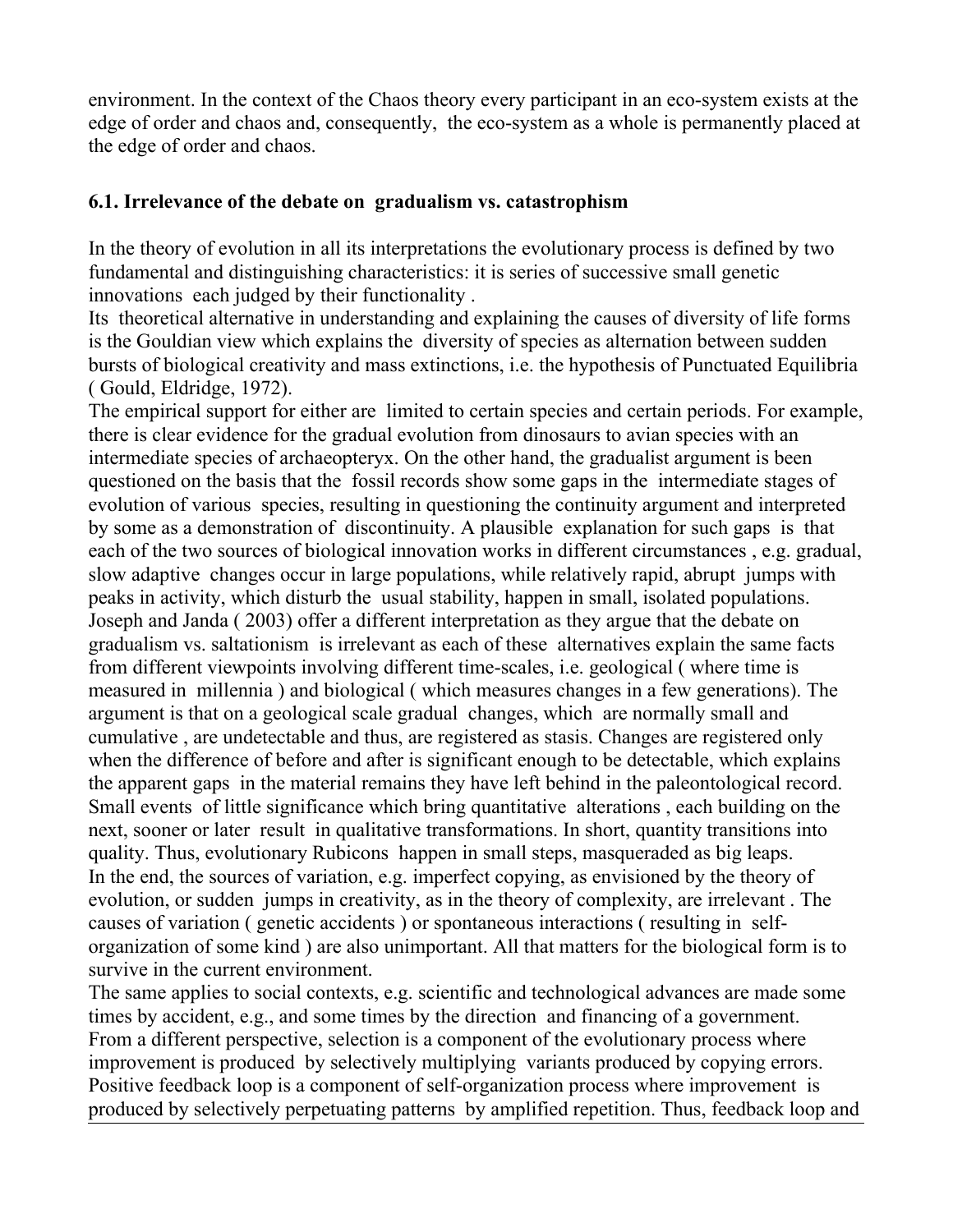environment. In the context of the Chaos theory every participant in an eco-system exists at the edge of order and chaos and, consequently, the eco-system as a whole is permanently placed at the edge of order and chaos.

### 6.1. Irrelevance of the debate on gradualism vs. catastrophism

In the theory of evolution in all its interpretations the evolutionary process is defined by two fundamental and distinguishing characteristics: it is series of successive small genetic innovations each judged by their functionality .

Its theoretical alternative in understanding and explaining the causes of diversity of life forms is the Gouldian view which explains the diversity of species as alternation between sudden bursts of biological creativity and mass extinctions, i.e. the hypothesis of Punctuated Equilibria ( Gould, Eldridge, 1972).

The empirical support for either are limited to certain species and certain periods. For example, there is clear evidence for the gradual evolution from dinosaurs to avian species with an intermediate species of archaeopteryx. On the other hand, the gradualist argument is been questioned on the basis that the fossil records show some gaps in the intermediate stages of evolution of various species, resulting in questioning the continuity argument and interpreted by some as a demonstration of discontinuity. A plausible explanation for such gaps is that each of the two sources of biological innovation works in different circumstances , e.g. gradual, slow adaptive changes occur in large populations, while relatively rapid, abrupt jumps with peaks in activity, which disturb the usual stability, happen in small, isolated populations. Joseph and Janda ( 2003) offer a different interpretation as they argue that the debate on gradualism vs. saltationism is irrelevant as each of these alternatives explain the same facts from different viewpoints involving different time-scales, i.e. geological ( where time is measured in millennia ) and biological ( which measures changes in a few generations). The argument is that on a geological scale gradual changes, which are normally small and cumulative , are undetectable and thus, are registered as stasis. Changes are registered only when the difference of before and after is significant enough to be detectable, which explains the apparent gaps in the material remains they have left behind in the paleontological record. Small events of little significance which bring quantitative alterations , each building on the next, sooner or later result in qualitative transformations. In short, quantity transitions into quality. Thus, evolutionary Rubicons happen in small steps, masqueraded as big leaps.

In the end, the sources of variation, e.g. imperfect copying, as envisioned by the theory of evolution, or sudden jumps in creativity, as in the theory of complexity, are irrelevant . The causes of variation ( genetic accidents ) or spontaneous interactions ( resulting in self-organization of some kind ) are also unimportant. All that matters for the biological form is to survive in the current environment.

The same applies to social contexts, e.g. scientific and technological advances are made some times by accident, e.g., and some times by the direction and financing of a government.

From a different perspective, selection is a component of the evolutionary process where improvement is produced by selectively multiplying variants produced by copying errors. Positive feedback loop is a component of self-organization process where improvement is produced by selectively perpetuating patterns by amplified repetition. Thus, feedback loop and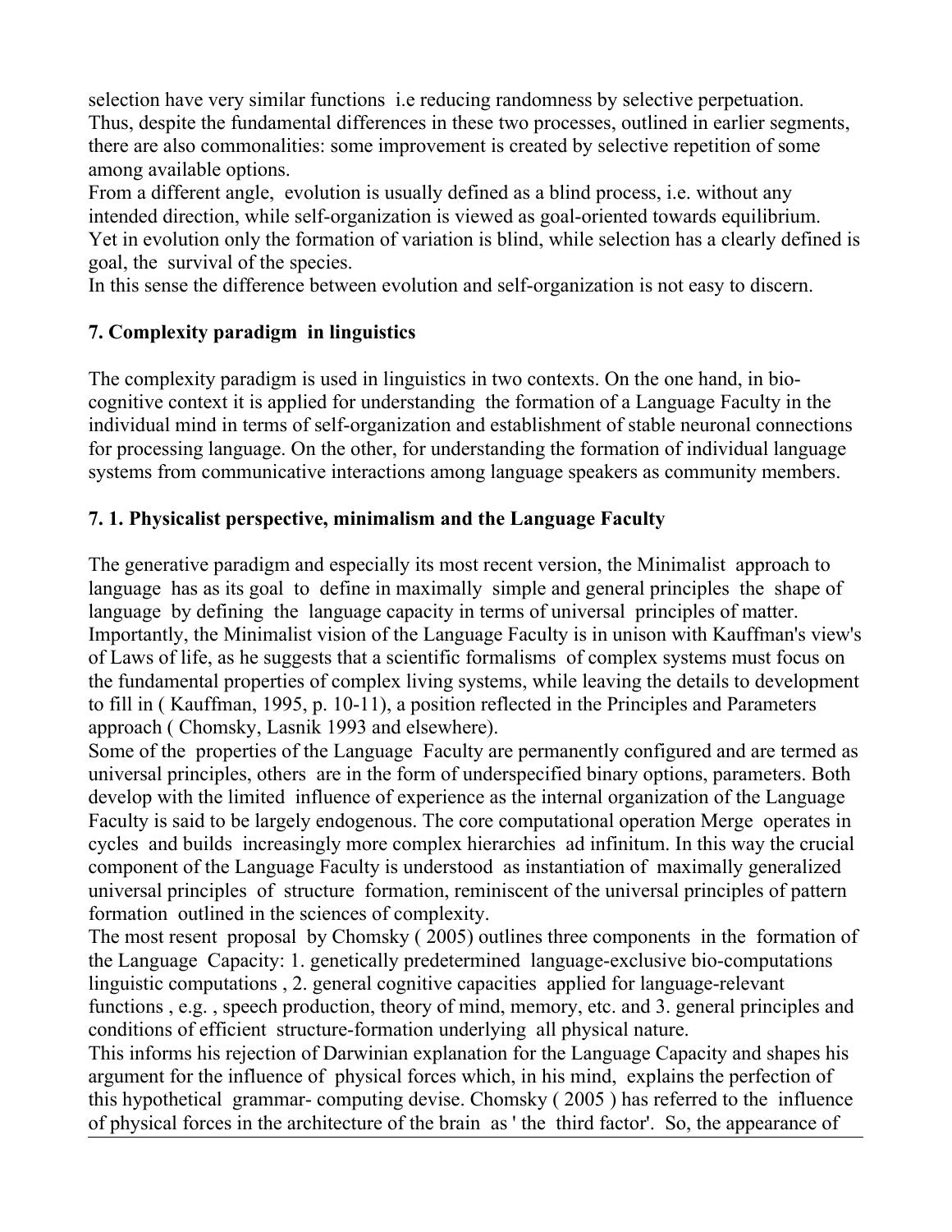selection have very similar functions i.e reducing randomness by selective perpetuation. Thus, despite the fundamental differences in these two processes, outlined in earlier segments, there are also commonalities: some improvement is created by selective repetition of some among available options.

From a different angle, evolution is usually defined as a blind process, i.e. without any intended direction, while self-organization is viewed as goal-oriented towards equilibrium. Yet in evolution only the formation of variation is blind, while selection has a clearly defined is goal, the survival of the species.

In this sense the difference between evolution and self-organization is not easy to discern.

## 7. Complexity paradigm in linguistics

The complexity paradigm is used in linguistics in two contexts. On the one hand, in bio-cognitive context it is applied for understanding the formation of a Language Faculty in the individual mind in terms of self-organization and establishment of stable neuronal connections for processing language. On the other, for understanding the formation of individual language systems from communicative interactions among language speakers as community members.

### 7. 1. Physicalist perspective, minimalism and the Language Faculty

The generative paradigm and especially its most recent version, the Minimalist approach to language has as its goal to define in maximally simple and general principles the shape of language by defining the language capacity in terms of universal principles of matter. Importantly, the Minimalist vision of the Language Faculty is in unison with Kauffman's view's of Laws of life, as he suggests that a scientific formalisms of complex systems must focus on the fundamental properties of complex living systems, while leaving the details to development to fill in ( Kauffman, 1995, p. 10-11), a position reflected in the Principles and Parameters approach ( Chomsky, Lasnik 1993 and elsewhere).

Some of the properties of the Language Faculty are permanently configured and are termed as universal principles, others are in the form of underspecified binary options, parameters. Both develop with the limited influence of experience as the internal organization of the Language Faculty is said to be largely endogenous. The core computational operation Merge operates in cycles and builds increasingly more complex hierarchies ad infinitum. In this way the crucial component of the Language Faculty is understood as instantiation of maximally generalized universal principles of structure formation, reminiscent of the universal principles of pattern formation outlined in the sciences of complexity.

The most resent proposal by Chomsky ( 2005) outlines three components in the formation of the Language Capacity: 1. genetically predetermined language-exclusive bio-computations linguistic computations , 2. general cognitive capacities applied for language-relevant functions , e.g. , speech production, theory of mind, memory, etc. and 3. general principles and conditions of efficient structure-formation underlying all physical nature.

This informs his rejection of Darwinian explanation for the Language Capacity and shapes his argument for the influence of physical forces which, in his mind, explains the perfection of this hypothetical grammar- computing devise. Chomsky ( 2005 ) has referred to the influence of physical forces in the architecture of the brain as ' the third factor'. So, the appearance of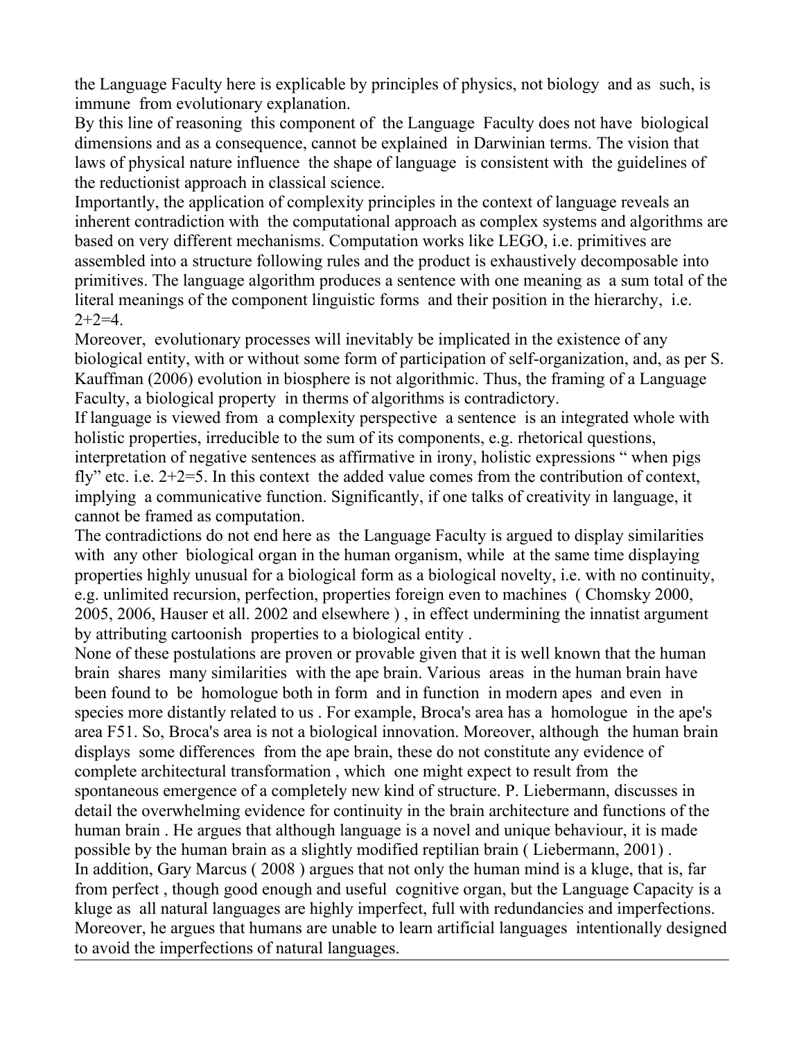the Language Faculty here is explicable by principles of physics, not biology and as such, is immune from evolutionary explanation.

By this line of reasoning this component of the Language Faculty does not have biological dimensions and as a consequence, cannot be explained in Darwinian terms. The vision that laws of physical nature influence the shape of language is consistent with the guidelines of the reductionist approach in classical science.

Importantly, the application of complexity principles in the context of language reveals an inherent contradiction with the computational approach as complex systems and algorithms are based on very different mechanisms. Computation works like LEGO, i.e. primitives are assembled into a structure following rules and the product is exhaustively decomposable into primitives. The language algorithm produces a sentence with one meaning as a sum total of the literal meanings of the component linguistic forms and their position in the hierarchy, i.e. 2+2=4.

Moreover, evolutionary processes will inevitably be implicated in the existence of any biological entity, with or without some form of participation of self-organization, and, as per S. Kauffman (2006) evolution in biosphere is not algorithmic. Thus, the framing of a Language Faculty, a biological property in therms of algorithms is contradictory.

If language is viewed from a complexity perspective a sentence is an integrated whole with holistic properties, irreducible to the sum of its components, e.g. rhetorical questions, interpretation of negative sentences as affirmative in irony, holistic expressions " when pigs fly" etc. i.e. 2+2=5. In this context the added value comes from the contribution of context, implying a communicative function. Significantly, if one talks of creativity in language, it cannot be framed as computation.

The contradictions do not end here as the Language Faculty is argued to display similarities with any other biological organ in the human organism, while at the same time displaying properties highly unusual for a biological form as a biological novelty, i.e. with no continuity, e.g. unlimited recursion, perfection, properties foreign even to machines ( Chomsky 2000, 2005, 2006, Hauser et all. 2002 and elsewhere ) , in effect undermining the innatist argument by attributing cartoonish properties to a biological entity .

None of these postulations are proven or provable given that it is well known that the human brain shares many similarities with the ape brain. Various areas in the human brain have been found to be homologue both in form and in function in modern apes and even in species more distantly related to us . For example, Broca's area has a homologue in the ape's area F51. So, Broca's area is not a biological innovation. Moreover, although the human brain displays some differences from the ape brain, these do not constitute any evidence of complete architectural transformation , which one might expect to result from the spontaneous emergence of a completely new kind of structure. P. Liebermann, discusses in detail the overwhelming evidence for continuity in the brain architecture and functions of the human brain . He argues that although language is a novel and unique behaviour, it is made possible by the human brain as a slightly modified reptilian brain ( Liebermann, 2001) .

In addition, Gary Marcus ( 2008 ) argues that not only the human mind is a kluge, that is, far from perfect , though good enough and useful cognitive organ, but the Language Capacity is a kluge as all natural languages are highly imperfect, full with redundancies and imperfections. Moreover, he argues that humans are unable to learn artificial languages intentionally designed to avoid the imperfections of natural languages.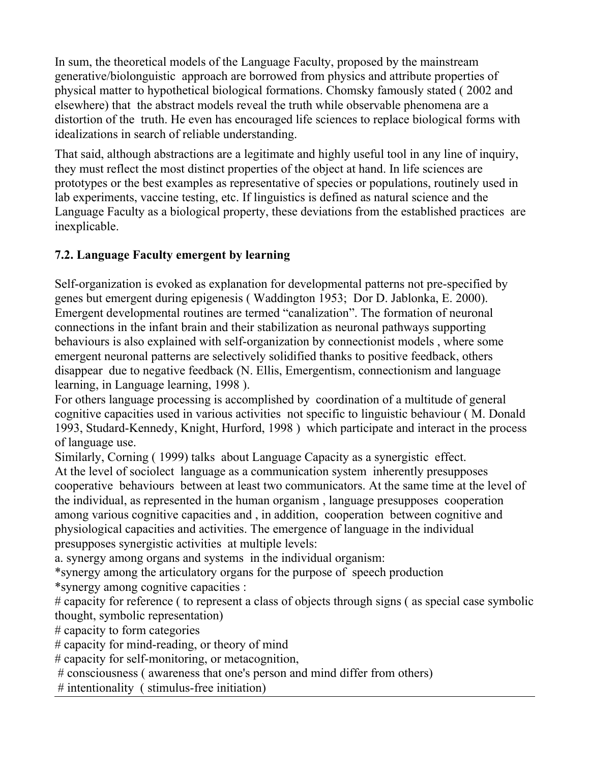In sum, the theoretical models of the Language Faculty, proposed by the mainstream generative/biolonguistic approach are borrowed from physics and attribute properties of physical matter to hypothetical biological formations. Chomsky famously stated ( 2002 and elsewhere) that the abstract models reveal the truth while observable phenomena are a distortion of the truth. He even has encouraged life sciences to replace biological forms with idealizations in search of reliable understanding.

That said, although abstractions are a legitimate and highly useful tool in any line of inquiry, they must reflect the most distinct properties of the object at hand. In life sciences are prototypes or the best examples as representative of species or populations, routinely used in lab experiments, vaccine testing, etc. If linguistics is defined as natural science and the Language Faculty as a biological property, these deviations from the established practices are inexplicable.

### 7.2. Language Faculty emergent by learning

Self-organization is evoked as explanation for developmental patterns not pre-specified by genes but emergent during epigenesis ( Waddington 1953; Dor D. Jablonka, E. 2000). Emergent developmental routines are termed "canalization". The formation of neuronal connections in the infant brain and their stabilization as neuronal pathways supporting behaviours is also explained with self-organization by connectionist models , where some emergent neuronal patterns are selectively solidified thanks to positive feedback, others disappear due to negative feedback (N. Ellis, Emergentism, connectionism and language learning, in Language learning, 1998 ).
For others language processing is accomplished by coordination of a multitude of general cognitive capacities used in various activities not specific to linguistic behaviour ( M. Donald 1993, Studard-Kennedy, Knight, Hurford, 1998 ) which participate and interact in the process of language use.
Similarly, Corning ( 1999) talks about Language Capacity as a synergistic effect.
At the level of sociolect language as a communication system inherently presupposes cooperative behaviours between at least two communicators. At the same time at the level of the individual, as represented in the human organism , language presupposes cooperation among various cognitive capacities and , in addition, cooperation between cognitive and physiological capacities and activities. The emergence of language in the individual presupposes synergistic activities at multiple levels:
a. synergy among organs and systems in the individual organism:
*synergy among the articulatory organs for the purpose of speech production
*synergy among cognitive capacities :
# capacity for reference ( to represent a class of objects through signs ( as special case symbolic thought, symbolic representation)
# capacity to form categories
# capacity for mind-reading, or theory of mind
# capacity for self-monitoring, or metacognition,
# consciousness ( awareness that one's person and mind differ from others)
# intentionality ( stimulus-free initiation)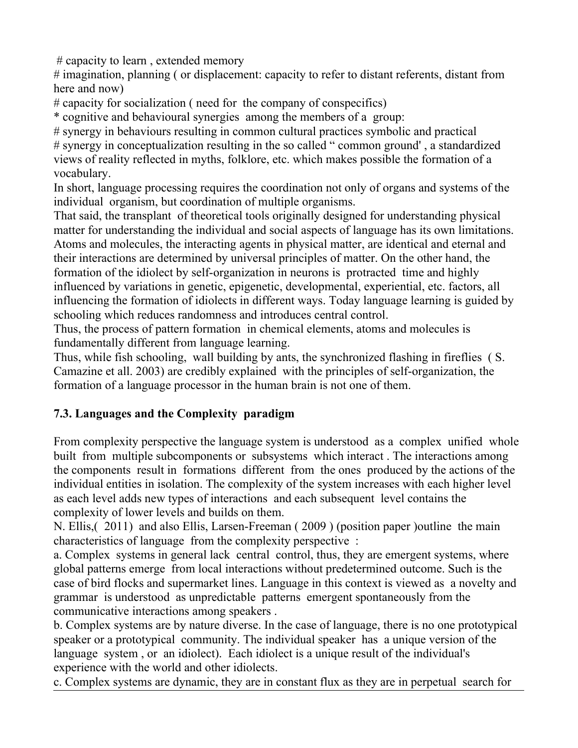# capacity to learn , extended memory
# imagination, planning ( or displacement: capacity to refer to distant referents, distant from here and now)
# capacity for socialization ( need for the company of conspecifics)
* cognitive and behavioural synergies among the members of a group:
# synergy in behaviours resulting in common cultural practices symbolic and practical
# synergy in conceptualization resulting in the so called " common ground' , a standardized views of reality reflected in myths, folklore, etc. which makes possible the formation of a vocabulary.

In short, language processing requires the coordination not only of organs and systems of the individual organism, but coordination of multiple organisms.

That said, the transplant of theoretical tools originally designed for understanding physical matter for understanding the individual and social aspects of language has its own limitations. Atoms and molecules, the interacting agents in physical matter, are identical and eternal and their interactions are determined by universal principles of matter. On the other hand, the formation of the idiolect by self-organization in neurons is protracted time and highly influenced by variations in genetic, epigenetic, developmental, experiential, etc. factors, all influencing the formation of idiolects in different ways. Today language learning is guided by schooling which reduces randomness and introduces central control.

Thus, the process of pattern formation in chemical elements, atoms and molecules is fundamentally different from language learning.

Thus, while fish schooling, wall building by ants, the synchronized flashing in fireflies ( S. Camazine et all. 2003) are credibly explained with the principles of self-organization, the formation of a language processor in the human brain is not one of them.

### 7.3. Languages and the Complexity paradigm

From complexity perspective the language system is understood as a complex unified whole built from multiple subcomponents or subsystems which interact . The interactions among the components result in formations different from the ones produced by the actions of the individual entities in isolation. The complexity of the system increases with each higher level as each level adds new types of interactions and each subsequent level contains the complexity of lower levels and builds on them.

N. Ellis,( 2011) and also Ellis, Larsen-Freeman ( 2009 ) (position paper )outline the main characteristics of language from the complexity perspective :

a. Complex systems in general lack central control, thus, they are emergent systems, where global patterns emerge from local interactions without predetermined outcome. Such is the case of bird flocks and supermarket lines. Language in this context is viewed as a novelty and grammar is understood as unpredictable patterns emergent spontaneously from the communicative interactions among speakers .

b. Complex systems are by nature diverse. In the case of language, there is no one prototypical speaker or a prototypical community. The individual speaker has a unique version of the language system , or an idiolect). Each idiolect is a unique result of the individual's experience with the world and other idiolects.

c. Complex systems are dynamic, they are in constant flux as they are in perpetual search for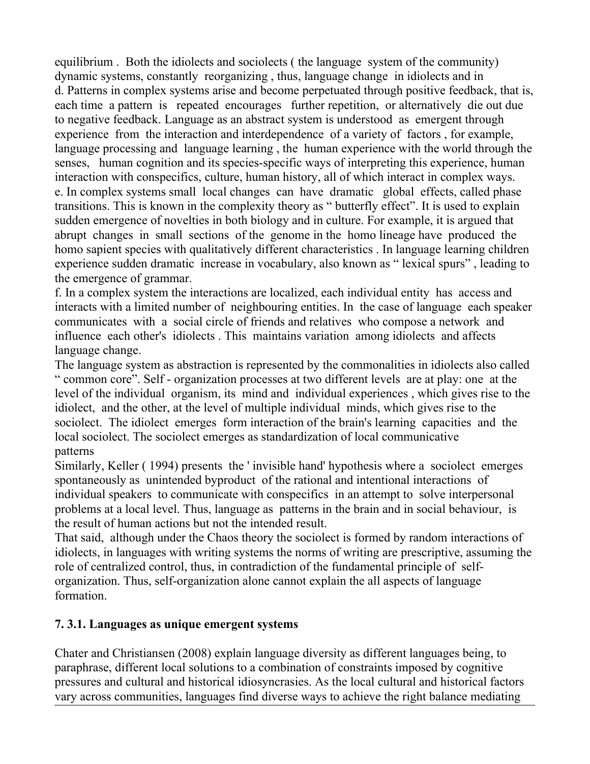equilibrium . Both the idiolects and sociolects ( the language system of the community) dynamic systems, constantly reorganizing , thus, language change in idiolects and in

d. Patterns in complex systems arise and become perpetuated through positive feedback, that is, each time a pattern is repeated encourages further repetition, or alternatively die out due to negative feedback. Language as an abstract system is understood as emergent through experience from the interaction and interdependence of a variety of factors , for example, language processing and language learning , the human experience with the world through the senses, human cognition and its species-specific ways of interpreting this experience, human interaction with conspecifics, culture, human history, all of which interact in complex ways.

e. In complex systems small local changes can have dramatic global effects, called phase transitions. This is known in the complexity theory as " butterfly effect". It is used to explain sudden emergence of novelties in both biology and in culture. For example, it is argued that abrupt changes in small sections of the genome in the homo lineage have produced the homo sapient species with qualitatively different characteristics . In language learning children experience sudden dramatic increase in vocabulary, also known as " lexical spurs" , leading to the emergence of grammar.

f. In a complex system the interactions are localized, each individual entity has access and interacts with a limited number of neighbouring entities. In the case of language each speaker communicates with a social circle of friends and relatives who compose a network and influence each other's idiolects . This maintains variation among idiolects and affects language change.

The language system as abstraction is represented by the commonalities in idiolects also called " common core". Self - organization processes at two different levels are at play: one at the level of the individual organism, its mind and individual experiences , which gives rise to the idiolect, and the other, at the level of multiple individual minds, which gives rise to the sociolect. The idiolect emerges form interaction of the brain's learning capacities and the local sociolect. The sociolect emerges as standardization of local communicative patterns

Similarly, Keller ( 1994) presents the ' invisible hand' hypothesis where a sociolect emerges spontaneously as unintended byproduct of the rational and intentional interactions of individual speakers to communicate with conspecifics in an attempt to solve interpersonal problems at a local level. Thus, language as patterns in the brain and in social behaviour, is the result of human actions but not the intended result.

That said, although under the Chaos theory the sociolect is formed by random interactions of idiolects, in languages with writing systems the norms of writing are prescriptive, assuming the role of centralized control, thus, in contradiction of the fundamental principle of self-organization. Thus, self-organization alone cannot explain the all aspects of language formation.

### 7. 3.1. Languages as unique emergent systems

Chater and Christiansen (2008) explain language diversity as different languages being, to paraphrase, different local solutions to a combination of constraints imposed by cognitive pressures and cultural and historical idiosyncrasies. As the local cultural and historical factors vary across communities, languages find diverse ways to achieve the right balance mediating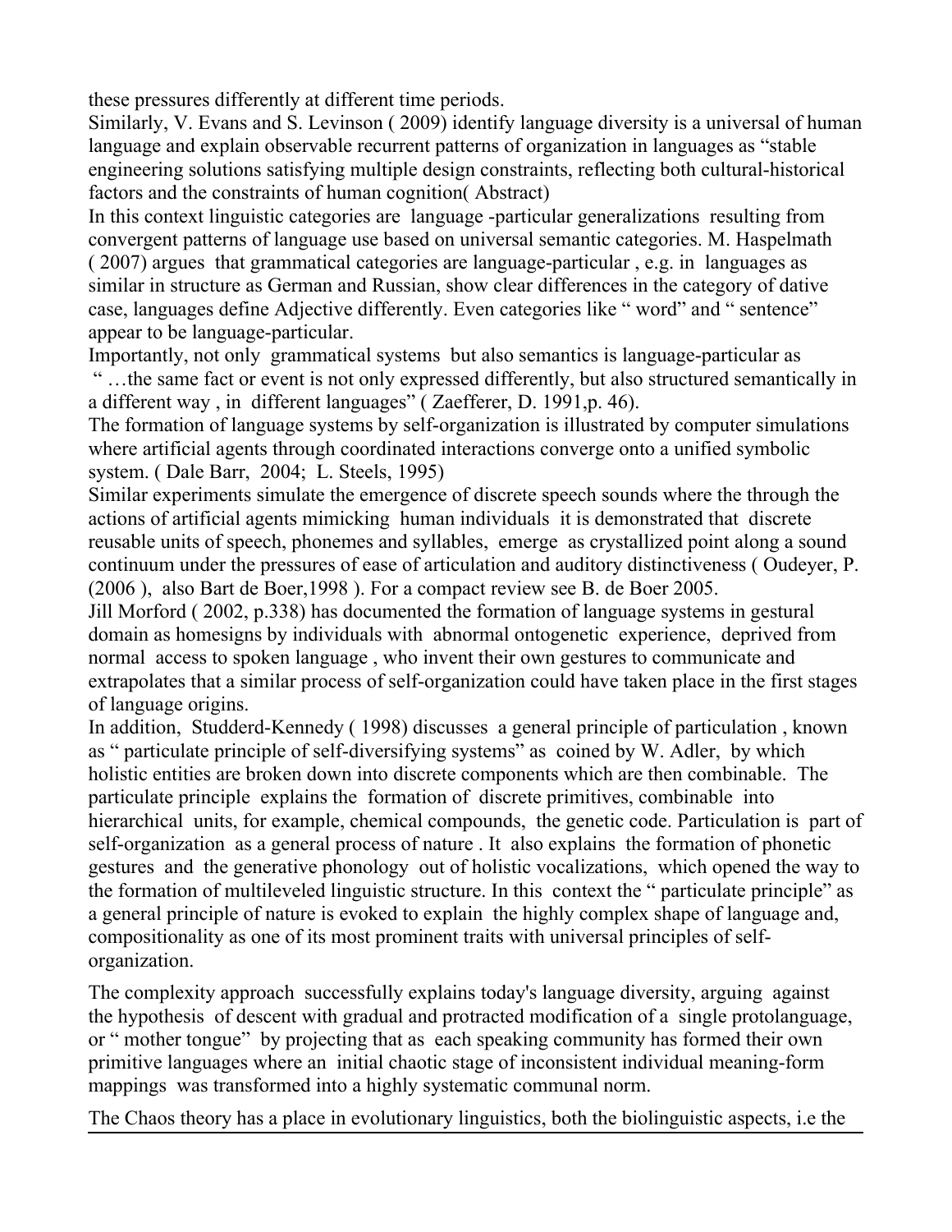these pressures differently at different time periods.

Similarly, V. Evans and S. Levinson ( 2009) identify language diversity is a universal of human language and explain observable recurrent patterns of organization in languages as "stable engineering solutions satisfying multiple design constraints, reflecting both cultural-historical factors and the constraints of human cognition( Abstract)

In this context linguistic categories are language -particular generalizations resulting from convergent patterns of language use based on universal semantic categories. M. Haspelmath ( 2007) argues that grammatical categories are language-particular , e.g. in languages as similar in structure as German and Russian, show clear differences in the category of dative case, languages define Adjective differently. Even categories like " word" and " sentence" appear to be language-particular.

Importantly, not only grammatical systems but also semantics is language-particular as " …the same fact or event is not only expressed differently, but also structured semantically in a different way , in different languages" ( Zaefferer, D. 1991,p. 46).

The formation of language systems by self-organization is illustrated by computer simulations where artificial agents through coordinated interactions converge onto a unified symbolic system. ( Dale Barr, 2004; L. Steels, 1995)

Similar experiments simulate the emergence of discrete speech sounds where the through the actions of artificial agents mimicking human individuals it is demonstrated that discrete reusable units of speech, phonemes and syllables, emerge as crystallized point along a sound continuum under the pressures of ease of articulation and auditory distinctiveness ( Oudeyer, P. (2006 ), also Bart de Boer,1998 ). For a compact review see B. de Boer 2005.

Jill Morford ( 2002, p.338) has documented the formation of language systems in gestural domain as homesigns by individuals with abnormal ontogenetic experience, deprived from normal access to spoken language , who invent their own gestures to communicate and extrapolates that a similar process of self-organization could have taken place in the first stages of language origins.

In addition, Studderd-Kennedy ( 1998) discusses a general principle of particulation , known as " particulate principle of self-diversifying systems" as coined by W. Adler, by which holistic entities are broken down into discrete components which are then combinable. The particulate principle explains the formation of discrete primitives, combinable into hierarchical units, for example, chemical compounds, the genetic code. Particulation is part of self-organization as a general process of nature . It also explains the formation of phonetic gestures and the generative phonology out of holistic vocalizations, which opened the way to the formation of multileveled linguistic structure. In this context the " particulate principle" as a general principle of nature is evoked to explain the highly complex shape of language and, compositionality as one of its most prominent traits with universal principles of self-organization.

The complexity approach successfully explains today's language diversity, arguing against the hypothesis of descent with gradual and protracted modification of a single protolanguage, or " mother tongue" by projecting that as each speaking community has formed their own primitive languages where an initial chaotic stage of inconsistent individual meaning-form mappings was transformed into a highly systematic communal norm.

The Chaos theory has a place in evolutionary linguistics, both the biolinguistic aspects, i.e the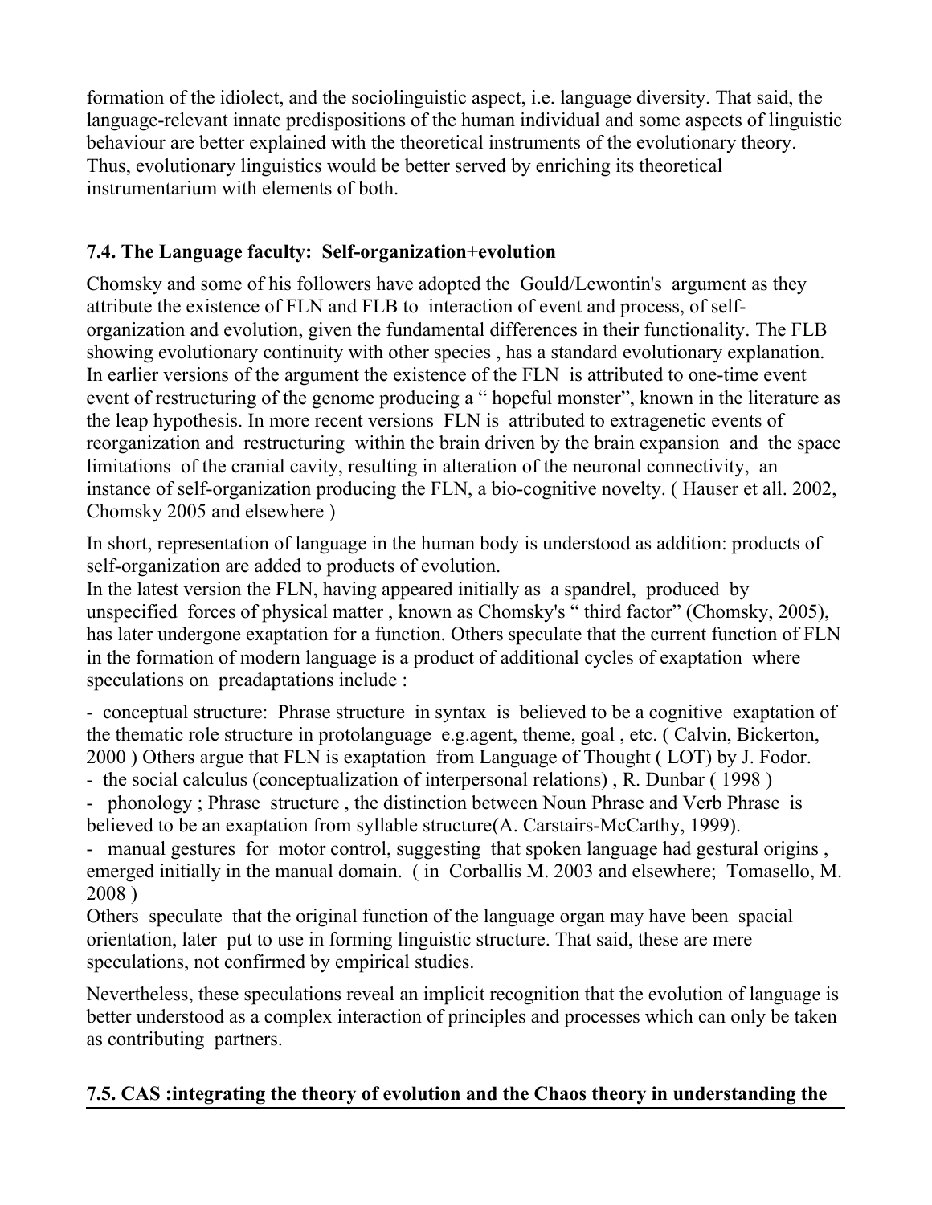formation of the idiolect, and the sociolinguistic aspect, i.e. language diversity. That said, the language-relevant innate predispositions of the human individual and some aspects of linguistic behaviour are better explained with the theoretical instruments of the evolutionary theory. Thus, evolutionary linguistics would be better served by enriching its theoretical instrumentarium with elements of both.

### 7.4. The Language faculty: Self-organization+evolution

Chomsky and some of his followers have adopted the Gould/Lewontin's argument as they attribute the existence of FLN and FLB to interaction of event and process, of self-organization and evolution, given the fundamental differences in their functionality. The FLB showing evolutionary continuity with other species , has a standard evolutionary explanation. In earlier versions of the argument the existence of the FLN is attributed to one-time event event of restructuring of the genome producing a " hopeful monster", known in the literature as the leap hypothesis. In more recent versions FLN is attributed to extragenetic events of reorganization and restructuring within the brain driven by the brain expansion and the space limitations of the cranial cavity, resulting in alteration of the neuronal connectivity, an instance of self-organization producing the FLN, a bio-cognitive novelty. ( Hauser et all. 2002, Chomsky 2005 and elsewhere )

In short, representation of language in the human body is understood as addition: products of self-organization are added to products of evolution.
In the latest version the FLN, having appeared initially as a spandrel, produced by unspecified forces of physical matter , known as Chomsky's " third factor" (Chomsky, 2005), has later undergone exaptation for a function. Others speculate that the current function of FLN in the formation of modern language is a product of additional cycles of exaptation where speculations on preadaptations include :

- conceptual structure: Phrase structure in syntax is believed to be a cognitive exaptation of the thematic role structure in protolanguage e.g.agent, theme, goal , etc. ( Calvin, Bickerton, 2000 ) Others argue that FLN is exaptation from Language of Thought ( LOT) by J. Fodor.
- the social calculus (conceptualization of interpersonal relations) , R. Dunbar ( 1998 )
- phonology ; Phrase structure , the distinction between Noun Phrase and Verb Phrase is believed to be an exaptation from syllable structure(A. Carstairs-McCarthy, 1999).
- manual gestures for motor control, suggesting that spoken language had gestural origins , emerged initially in the manual domain. ( in Corballis M. 2003 and elsewhere; Tomasello, M. 2008 )

Others speculate that the original function of the language organ may have been spacial orientation, later put to use in forming linguistic structure. That said, these are mere speculations, not confirmed by empirical studies.

Nevertheless, these speculations reveal an implicit recognition that the evolution of language is better understood as a complex interaction of principles and processes which can only be taken as contributing partners.

### 7.5. CAS :integrating the theory of evolution and the Chaos theory in understanding the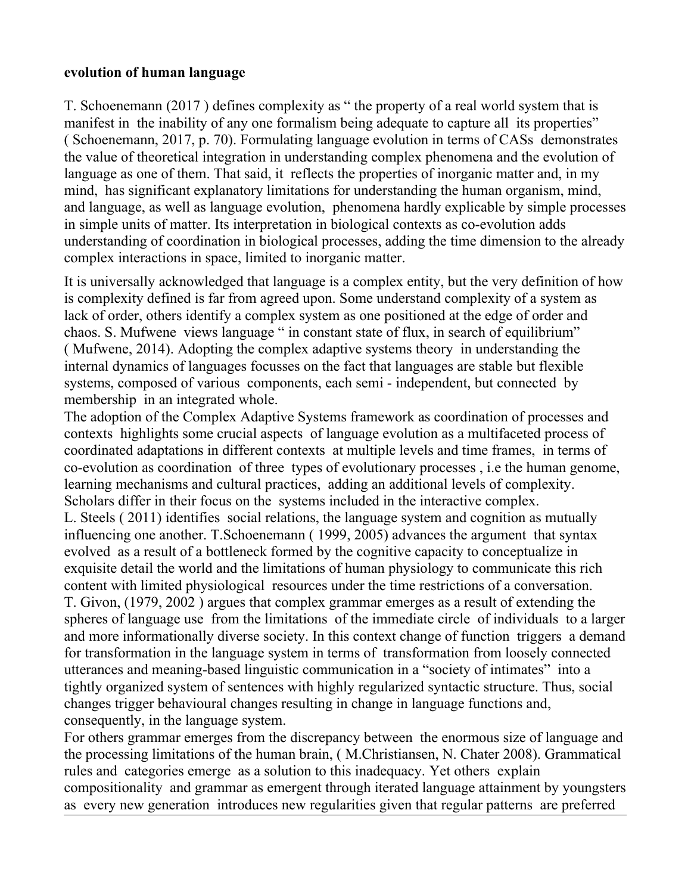**evolution of human language**

T. Schoenemann (2017 ) defines complexity as " the property of a real world system that is manifest in the inability of any one formalism being adequate to capture all its properties" ( Schoenemann, 2017, p. 70). Formulating language evolution in terms of CASs demonstrates the value of theoretical integration in understanding complex phenomena and the evolution of language as one of them. That said, it reflects the properties of inorganic matter and, in my mind, has significant explanatory limitations for understanding the human organism, mind, and language, as well as language evolution, phenomena hardly explicable by simple processes in simple units of matter. Its interpretation in biological contexts as co-evolution adds understanding of coordination in biological processes, adding the time dimension to the already complex interactions in space, limited to inorganic matter.

It is universally acknowledged that language is a complex entity, but the very definition of how is complexity defined is far from agreed upon. Some understand complexity of a system as lack of order, others identify a complex system as one positioned at the edge of order and chaos. S. Mufwene views language " in constant state of flux, in search of equilibrium" ( Mufwene, 2014). Adopting the complex adaptive systems theory in understanding the internal dynamics of languages focusses on the fact that languages are stable but flexible systems, composed of various components, each semi - independent, but connected by membership in an integrated whole.

The adoption of the Complex Adaptive Systems framework as coordination of processes and contexts highlights some crucial aspects of language evolution as a multifaceted process of coordinated adaptations in different contexts at multiple levels and time frames, in terms of co-evolution as coordination of three types of evolutionary processes , i.e the human genome, learning mechanisms and cultural practices, adding an additional levels of complexity. Scholars differ in their focus on the systems included in the interactive complex.

L. Steels ( 2011) identifies social relations, the language system and cognition as mutually influencing one another. T.Schoenemann ( 1999, 2005) advances the argument that syntax evolved as a result of a bottleneck formed by the cognitive capacity to conceptualize in exquisite detail the world and the limitations of human physiology to communicate this rich content with limited physiological resources under the time restrictions of a conversation.

T. Givon, (1979, 2002 ) argues that complex grammar emerges as a result of extending the spheres of language use from the limitations of the immediate circle of individuals to a larger and more informationally diverse society. In this context change of function triggers a demand for transformation in the language system in terms of transformation from loosely connected utterances and meaning-based linguistic communication in a "society of intimates" into a tightly organized system of sentences with highly regularized syntactic structure. Thus, social changes trigger behavioural changes resulting in change in language functions and, consequently, in the language system.

For others grammar emerges from the discrepancy between the enormous size of language and the processing limitations of the human brain, ( M.Christiansen, N. Chater 2008). Grammatical rules and categories emerge as a solution to this inadequacy. Yet others explain compositionality and grammar as emergent through iterated language attainment by youngsters as every new generation introduces new regularities given that regular patterns are preferred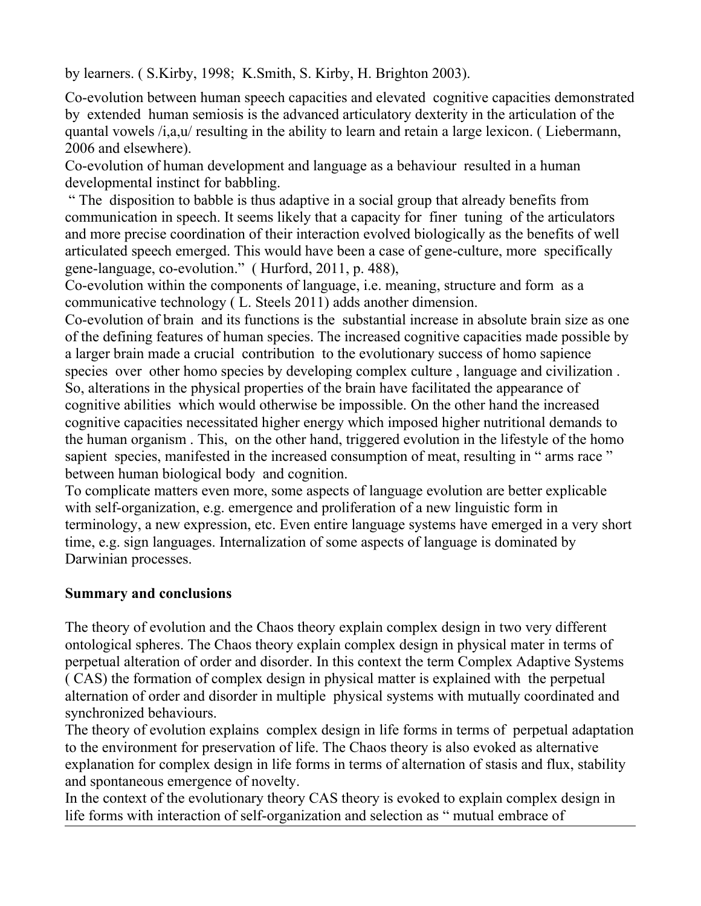by learners. ( S.Kirby, 1998; K.Smith, S. Kirby, H. Brighton 2003).

Co-evolution between human speech capacities and elevated cognitive capacities demonstrated by extended human semiosis is the advanced articulatory dexterity in the articulation of the quantal vowels /i,a,u/ resulting in the ability to learn and retain a large lexicon. ( Liebermann, 2006 and elsewhere).

Co-evolution of human development and language as a behaviour resulted in a human developmental instinct for babbling.

" The disposition to babble is thus adaptive in a social group that already benefits from communication in speech. It seems likely that a capacity for finer tuning of the articulators and more precise coordination of their interaction evolved biologically as the benefits of well articulated speech emerged. This would have been a case of gene-culture, more specifically gene-language, co-evolution." ( Hurford, 2011, p. 488),

Co-evolution within the components of language, i.e. meaning, structure and form as a communicative technology ( L. Steels 2011) adds another dimension.

Co-evolution of brain and its functions is the substantial increase in absolute brain size as one of the defining features of human species. The increased cognitive capacities made possible by a larger brain made a crucial contribution to the evolutionary success of homo sapience species over other homo species by developing complex culture , language and civilization . So, alterations in the physical properties of the brain have facilitated the appearance of cognitive abilities which would otherwise be impossible. On the other hand the increased cognitive capacities necessitated higher energy which imposed higher nutritional demands to the human organism . This, on the other hand, triggered evolution in the lifestyle of the homo sapient species, manifested in the increased consumption of meat, resulting in " arms race " between human biological body and cognition.

To complicate matters even more, some aspects of language evolution are better explicable with self-organization, e.g. emergence and proliferation of a new linguistic form in terminology, a new expression, etc. Even entire language systems have emerged in a very short time, e.g. sign languages. Internalization of some aspects of language is dominated by Darwinian processes.

**Summary and conclusions**

The theory of evolution and the Chaos theory explain complex design in two very different ontological spheres. The Chaos theory explain complex design in physical mater in terms of perpetual alteration of order and disorder. In this context the term Complex Adaptive Systems ( CAS) the formation of complex design in physical matter is explained with the perpetual alternation of order and disorder in multiple physical systems with mutually coordinated and synchronized behaviours.

The theory of evolution explains complex design in life forms in terms of perpetual adaptation to the environment for preservation of life. The Chaos theory is also evoked as alternative explanation for complex design in life forms in terms of alternation of stasis and flux, stability and spontaneous emergence of novelty.

In the context of the evolutionary theory CAS theory is evoked to explain complex design in life forms with interaction of self-organization and selection as " mutual embrace of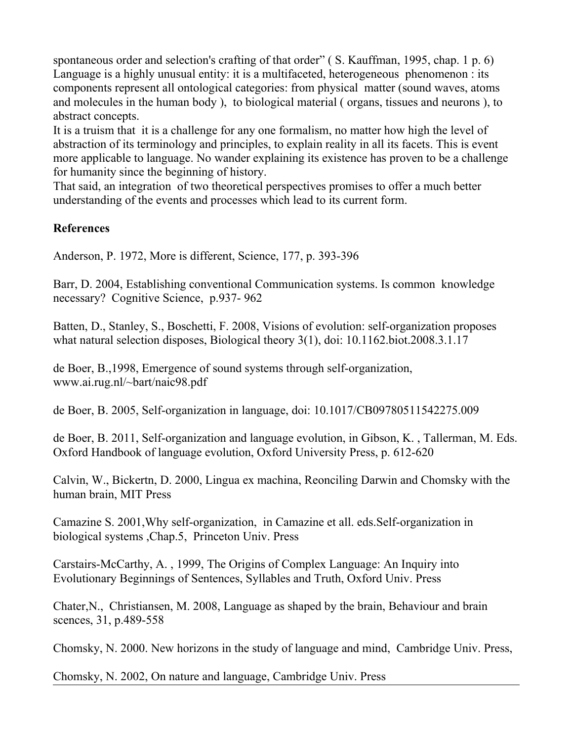spontaneous order and selection's crafting of that order" ( S. Kauffman, 1995, chap. 1 p. 6)
Language is a highly unusual entity: it is a multifaceted, heterogeneous phenomenon : its components represent all ontological categories: from physical matter (sound waves, atoms and molecules in the human body ), to biological material ( organs, tissues and neurons ), to abstract concepts.
It is a truism that it is a challenge for any one formalism, no matter how high the level of abstraction of its terminology and principles, to explain reality in all its facets. This is event more applicable to language. No wander explaining its existence has proven to be a challenge for humanity since the beginning of history.
That said, an integration of two theoretical perspectives promises to offer a much better understanding of the events and processes which lead to its current form.

**References**

Anderson, P. 1972, More is different, Science, 177, p. 393-396

Barr, D. 2004, Establishing conventional Communication systems. Is common knowledge necessary? Cognitive Science, p.937- 962

Batten, D., Stanley, S., Boschetti, F. 2008, Visions of evolution: self-organization proposes what natural selection disposes, Biological theory 3(1), doi: 10.1162.biot.2008.3.1.17

de Boer, B.,1998, Emergence of sound systems through self-organization, www.ai.rug.nl/~bart/naic98.pdf

de Boer, B. 2005, Self-organization in language, doi: 10.1017/CB09780511542275.009

de Boer, B. 2011, Self-organization and language evolution, in Gibson, K. , Tallerman, M. Eds. Oxford Handbook of language evolution, Oxford University Press, p. 612-620

Calvin, W., Bickertn, D. 2000, Lingua ex machina, Reonciling Darwin and Chomsky with the human brain, MIT Press

Camazine S. 2001,Why self-organization, in Camazine et all. eds.Self-organization in biological systems ,Chap.5, Princeton Univ. Press

Carstairs-McCarthy, A. , 1999, The Origins of Complex Language: An Inquiry into Evolutionary Beginnings of Sentences, Syllables and Truth, Oxford Univ. Press

Chater,N., Christiansen, M. 2008, Language as shaped by the brain, Behaviour and brain scences, 31, p.489-558

Chomsky, N. 2000. New horizons in the study of language and mind, Cambridge Univ. Press,

Chomsky, N. 2002, On nature and language, Cambridge Univ. Press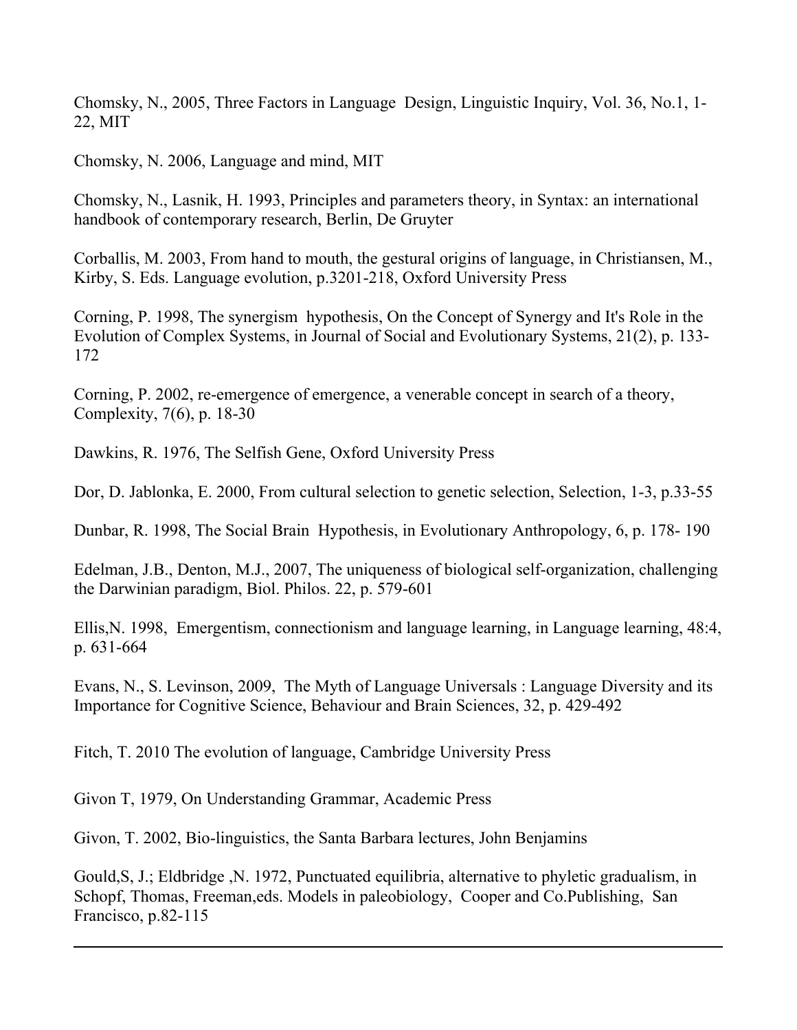Chomsky, N., 2005, Three Factors in Language Design, Linguistic Inquiry, Vol. 36, No.1, 1-22, MIT

Chomsky, N. 2006, Language and mind, MIT

Chomsky, N., Lasnik, H. 1993, Principles and parameters theory, in Syntax: an international handbook of contemporary research, Berlin, De Gruyter

Corballis, M. 2003, From hand to mouth, the gestural origins of language, in Christiansen, M., Kirby, S. Eds. Language evolution, p.3201-218, Oxford University Press

Corning, P. 1998, The synergism hypothesis, On the Concept of Synergy and It's Role in the Evolution of Complex Systems, in Journal of Social and Evolutionary Systems, 21(2), p. 133-172

Corning, P. 2002, re-emergence of emergence, a venerable concept in search of a theory, Complexity, 7(6), p. 18-30

Dawkins, R. 1976, The Selfish Gene, Oxford University Press

Dor, D. Jablonka, E. 2000, From cultural selection to genetic selection, Selection, 1-3, p.33-55

Dunbar, R. 1998, The Social Brain Hypothesis, in Evolutionary Anthropology, 6, p. 178- 190

Edelman, J.B., Denton, M.J., 2007, The uniqueness of biological self-organization, challenging the Darwinian paradigm, Biol. Philos. 22, p. 579-601

Ellis,N. 1998, Emergentism, connectionism and language learning, in Language learning, 48:4, p. 631-664

Evans, N., S. Levinson, 2009, The Myth of Language Universals : Language Diversity and its Importance for Cognitive Science, Behaviour and Brain Sciences, 32, p. 429-492

Fitch, T. 2010 The evolution of language, Cambridge University Press

Givon T, 1979, On Understanding Grammar, Academic Press

Givon, T. 2002, Bio-linguistics, the Santa Barbara lectures, John Benjamins

Gould,S, J.; Eldbridge ,N. 1972, Punctuated equilibria, alternative to phyletic gradualism, in Schopf, Thomas, Freeman,eds. Models in paleobiology, Cooper and Co.Publishing, San Francisco, p.82-115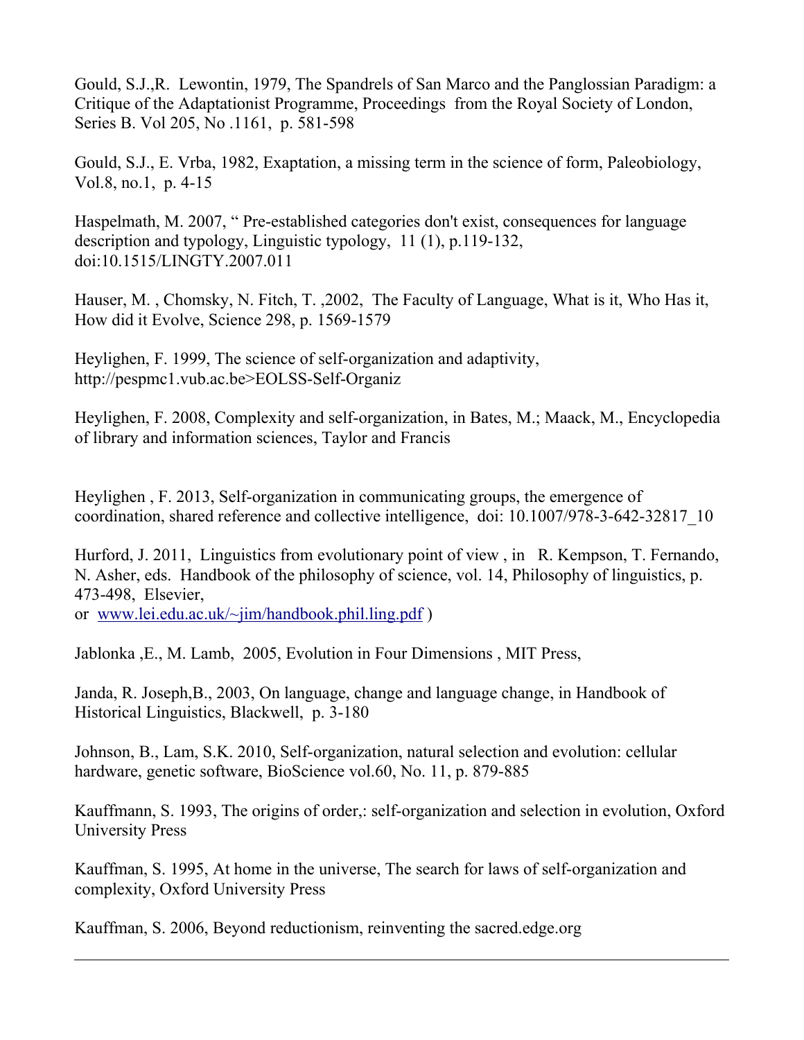Gould, S.J.,R. Lewontin, 1979, The Spandrels of San Marco and the Panglossian Paradigm: a Critique of the Adaptationist Programme, Proceedings from the Royal Society of London, Series B. Vol 205, No .1161, p. 581-598

Gould, S.J., E. Vrba, 1982, Exaptation, a missing term in the science of form, Paleobiology, Vol.8, no.1, p. 4-15

Haspelmath, M. 2007, " Pre-established categories don't exist, consequences for language description and typology, Linguistic typology, 11 (1), p.119-132, doi:10.1515/LINGTY.2007.011

Hauser, M. , Chomsky, N. Fitch, T. ,2002, The Faculty of Language, What is it, Who Has it, How did it Evolve, Science 298, p. 1569-1579

Heylighen, F. 1999, The science of self-organization and adaptivity, http://pespmc1.vub.ac.be>EOLSS-Self-Organiz

Heylighen, F. 2008, Complexity and self-organization, in Bates, M.; Maack, M., Encyclopedia of library and information sciences, Taylor and Francis

Heylighen , F. 2013, Self-organization in communicating groups, the emergence of coordination, shared reference and collective intelligence, doi: 10.1007/978-3-642-32817_10

Hurford, J. 2011, Linguistics from evolutionary point of view , in R. Kempson, T. Fernando, N. Asher, eds. Handbook of the philosophy of science, vol. 14, Philosophy of linguistics, p. 473-498, Elsevier,
or [www.lei.edu.ac.uk/~jim/handbook.phil.ling.pdf](www.lei.edu.ac.uk/~jim/handbook.phil.ling.pdf) )

Jablonka ,E., M. Lamb, 2005, Evolution in Four Dimensions , MIT Press,

Janda, R. Joseph,B., 2003, On language, change and language change, in Handbook of Historical Linguistics, Blackwell, p. 3-180

Johnson, B., Lam, S.K. 2010, Self-organization, natural selection and evolution: cellular hardware, genetic software, BioScience vol.60, No. 11, p. 879-885

Kauffmann, S. 1993, The origins of order,: self-organization and selection in evolution, Oxford University Press

Kauffman, S. 1995, At home in the universe, The search for laws of self-organization and complexity, Oxford University Press

Kauffman, S. 2006, Beyond reductionism, reinventing the sacred.edge.org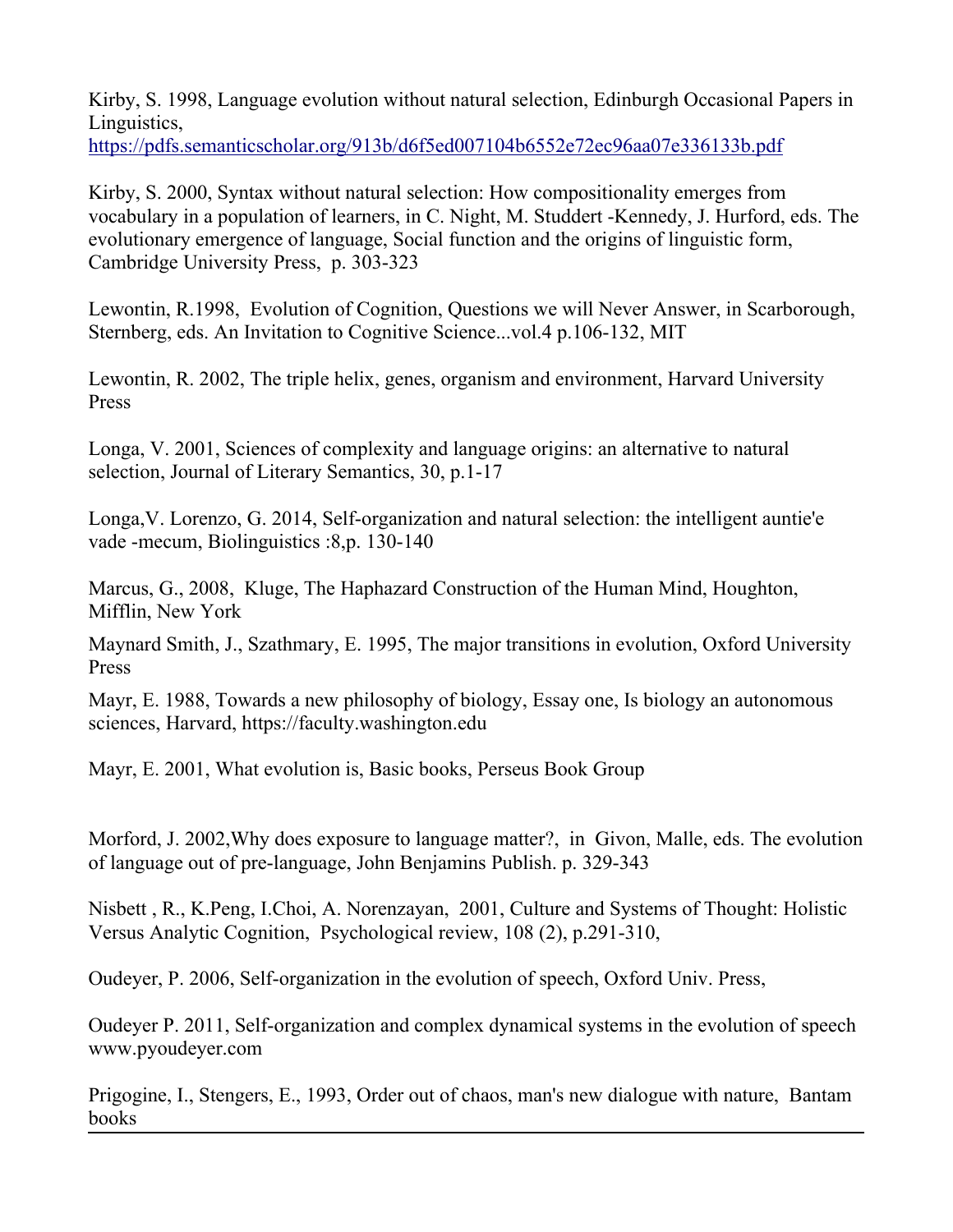Kirby, S. 1998, Language evolution without natural selection, Edinburgh Occasional Papers in Linguistics,
https://pdfs.semanticscholar.org/913b/d6f5ed007104b6552e72ec96aa07e336133b.pdf

Kirby, S. 2000, Syntax without natural selection: How compositionality emerges from vocabulary in a population of learners, in C. Night, M. Studdert -Kennedy, J. Hurford, eds. The evolutionary emergence of language, Social function and the origins of linguistic form, Cambridge University Press, p. 303-323

Lewontin, R.1998, Evolution of Cognition, Questions we will Never Answer, in Scarborough, Sternberg, eds. An Invitation to Cognitive Science...vol.4 p.106-132, MIT

Lewontin, R. 2002, The triple helix, genes, organism and environment, Harvard University Press

Longa, V. 2001, Sciences of complexity and language origins: an alternative to natural selection, Journal of Literary Semantics, 30, p.1-17

Longa,V. Lorenzo, G. 2014, Self-organization and natural selection: the intelligent auntie'e vade -mecum, Biolinguistics :8,p. 130-140

Marcus, G., 2008, Kluge, The Haphazard Construction of the Human Mind, Houghton, Mifflin, New York

Maynard Smith, J., Szathmary, E. 1995, The major transitions in evolution, Oxford University Press

Mayr, E. 1988, Towards a new philosophy of biology, Essay one, Is biology an autonomous sciences, Harvard, https://faculty.washington.edu

Mayr, E. 2001, What evolution is, Basic books, Perseus Book Group

Morford, J. 2002,Why does exposure to language matter?, in Givon, Malle, eds. The evolution of language out of pre-language, John Benjamins Publish. p. 329-343

Nisbett , R., K.Peng, I.Choi, A. Norenzayan, 2001, Culture and Systems of Thought: Holistic Versus Analytic Cognition, Psychological review, 108 (2), p.291-310,

Oudeyer, P. 2006, Self-organization in the evolution of speech, Oxford Univ. Press,

Oudeyer P. 2011, Self-organization and complex dynamical systems in the evolution of speech www.pyoudeyer.com

Prigogine, I., Stengers, E., 1993, Order out of chaos, man's new dialogue with nature, Bantam books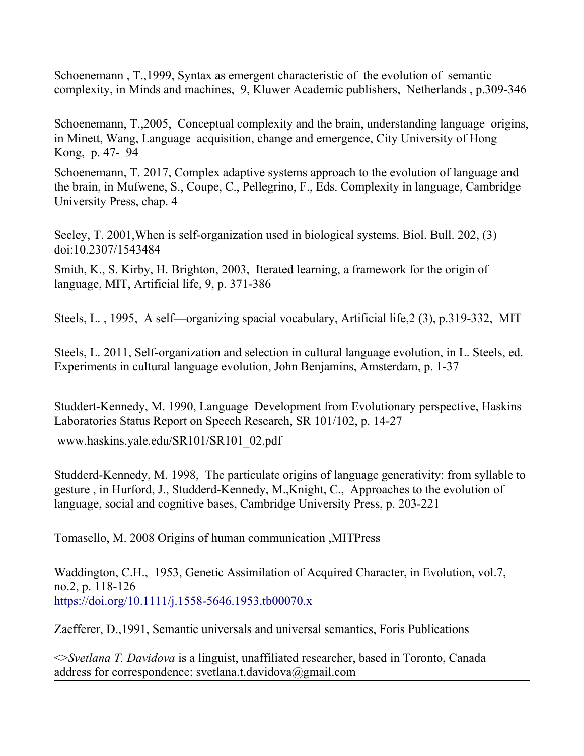Schoenemann , T.,1999, Syntax as emergent characteristic of the evolution of semantic complexity, in Minds and machines, 9, Kluwer Academic publishers, Netherlands , p.309-346

Schoenemann, T.,2005, Conceptual complexity and the brain, understanding language origins, in Minett, Wang, Language acquisition, change and emergence, City University of Hong Kong, p. 47- 94

Schoenemann, T. 2017, Complex adaptive systems approach to the evolution of language and the brain, in Mufwene, S., Coupe, C., Pellegrino, F., Eds. Complexity in language, Cambridge University Press, chap. 4

Seeley, T. 2001,When is self-organization used in biological systems. Biol. Bull. 202, (3) doi:10.2307/1543484

Smith, K., S. Kirby, H. Brighton, 2003, Iterated learning, a framework for the origin of language, MIT, Artificial life, 9, p. 371-386

Steels, L. , 1995, A self—organizing spacial vocabulary, Artificial life,2 (3), p.319-332, MIT

Steels, L. 2011, Self-organization and selection in cultural language evolution, in L. Steels, ed. Experiments in cultural language evolution, John Benjamins, Amsterdam, p. 1-37

Studdert-Kennedy, M. 1990, Language Development from Evolutionary perspective, Haskins Laboratories Status Report on Speech Research, SR 101/102, p. 14-27

www.haskins.yale.edu/SR101/SR101_02.pdf

Studderd-Kennedy, M. 1998, The particulate origins of language generativity: from syllable to gesture , in Hurford, J., Studderd-Kennedy, M.,Knight, C., Approaches to the evolution of language, social and cognitive bases, Cambridge University Press, p. 203-221

Tomasello, M. 2008 Origins of human communication ,MITPress

Waddington, C.H., 1953, Genetic Assimilation of Acquired Character, in Evolution, vol.7, no.2, p. 118-126
https://doi.org/10.1111/j.1558-5646.1953.tb00070.x

Zaefferer, D.,1991, Semantic universals and universal semantics, Foris Publications

<>*Svetlana T. Davidova* is a linguist, unaffiliated researcher, based in Toronto, Canada
address for correspondence: svetlana.t.davidova@gmail.com